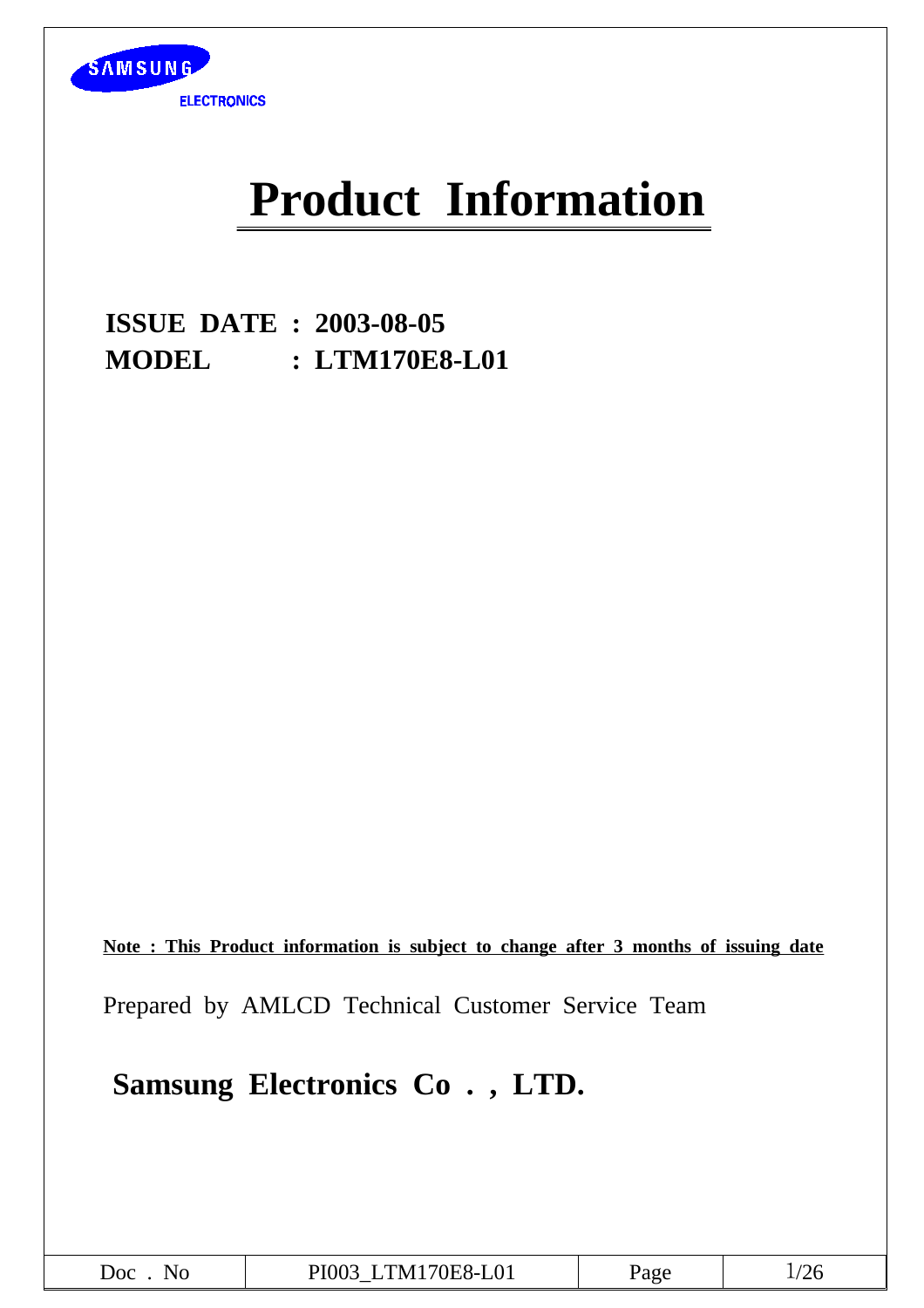SAMSUNG
ELECTRONICS

# Product Information

**ISSUE DATE : 2003-08-05**
**MODEL : LTM170E8-L01**

**Note : This Product information is subject to change after 3 months of issuing date**

Prepared by AMLCD Technical Customer Service Team

**Samsung Electronics Co . , LTD.**

| Doc . No | PI003_LTM170E8-L01 | Page | 1/26 |
|---|---|---|---|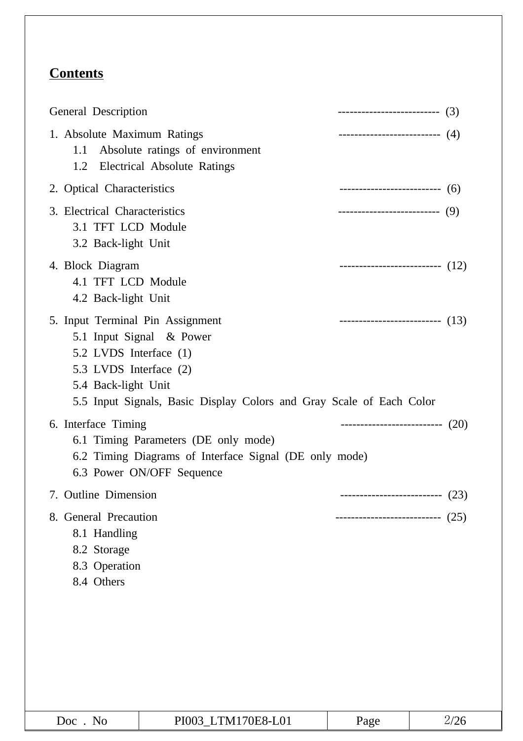## Contents

General Description -------------------------- (3)

1. Absolute Maximum Ratings -------------------------- (4)
   - 1.1 Absolute ratings of environment
   - 1.2 Electrical Absolute Ratings

2. Optical Characteristics -------------------------- (6)

3. Electrical Characteristics -------------------------- (9)
   - 3.1 TFT LCD Module
   - 3.2 Back-light Unit

4. Block Diagram -------------------------- (12)
   - 4.1 TFT LCD Module
   - 4.2 Back-light Unit

5. Input Terminal Pin Assignment -------------------------- (13)
   - 5.1 Input Signal & Power
   - 5.2 LVDS Interface (1)
   - 5.3 LVDS Interface (2)
   - 5.4 Back-light Unit
   - 5.5 Input Signals, Basic Display Colors and Gray Scale of Each Color

6. Interface Timing -------------------------- (20)
   - 6.1 Timing Parameters (DE only mode)
   - 6.2 Timing Diagrams of Interface Signal (DE only mode)
   - 6.3 Power ON/OFF Sequence

7. Outline Dimension -------------------------- (23)

8. General Precaution --------------------------- (25)
   - 8.1 Handling
   - 8.2 Storage
   - 8.3 Operation
   - 8.4 Others

| Doc . No | PI003_LTM170E8-L01 | Page | 2/26 |
|---|---|---|---|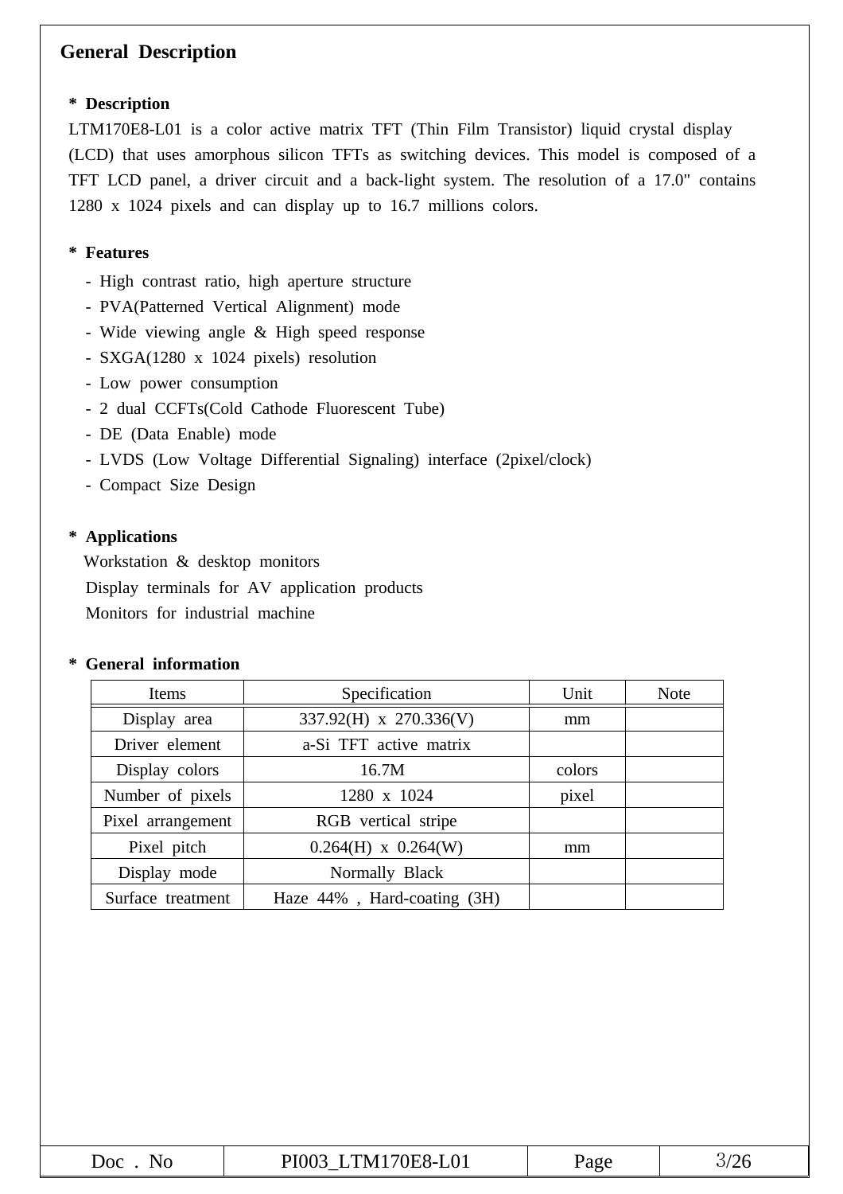# General Description

**\* Description**

LTM170E8-L01 is a color active matrix TFT (Thin Film Transistor) liquid crystal display (LCD) that uses amorphous silicon TFTs as switching devices. This model is composed of a TFT LCD panel, a driver circuit and a back-light system. The resolution of a 17.0" contains 1280 x 1024 pixels and can display up to 16.7 millions colors.

**\* Features**

- High contrast ratio, high aperture structure
- PVA(Patterned Vertical Alignment) mode
- Wide viewing angle & High speed response
- SXGA(1280 x 1024 pixels) resolution
- Low power consumption
- 2 dual CCFTs(Cold Cathode Fluorescent Tube)
- DE (Data Enable) mode
- LVDS (Low Voltage Differential Signaling) interface (2pixel/clock)
- Compact Size Design

**\* Applications**

Workstation & desktop monitors
Display terminals for AV application products
Monitors for industrial machine

**\* General information**

| Items | Specification | Unit | Note |
|---|---|---|---|
| Display area | 337.92(H) x 270.336(V) | mm | |
| Driver element | a-Si TFT active matrix | | |
| Display colors | 16.7M | colors | |
| Number of pixels | 1280 x 1024 | pixel | |
| Pixel arrangement | RGB vertical stripe | | |
| Pixel pitch | 0.264(H) x 0.264(W) | mm | |
| Display mode | Normally Black | | |
| Surface treatment | Haze 44% , Hard-coating (3H) | | |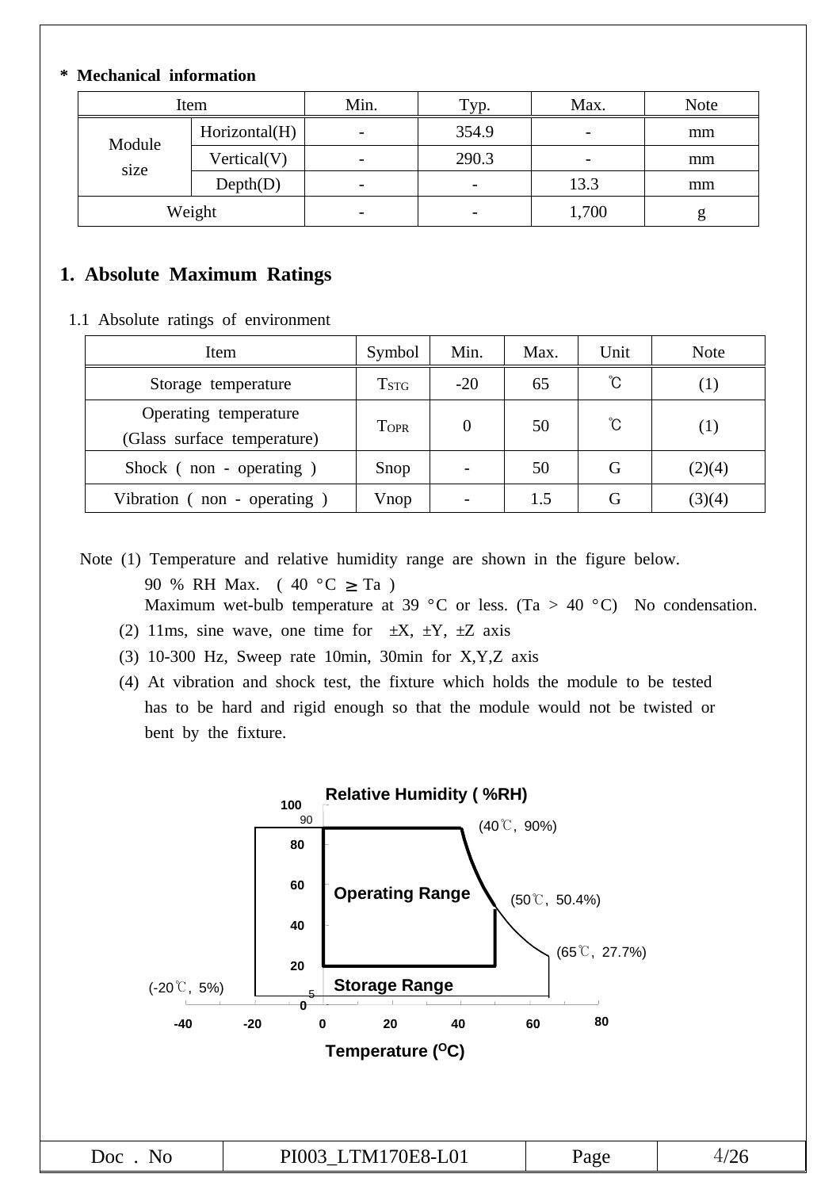**\* Mechanical information**

| Item | | Min. | Typ. | Max. | Note |
|---|---|---|---|---|---|
| Module size | Horizontal(H) | - | 354.9 | - | mm |
| | Vertical(V) | - | 290.3 | - | mm |
| | Depth(D) | - | - | 13.3 | mm |
| Weight | | - | - | 1,700 | g |

## 1. Absolute Maximum Ratings

1.1 Absolute ratings of environment

| Item | Symbol | Min. | Max. | Unit | Note |
|---|---|---|---|---|---|
| Storage temperature | $T_{STG}$ | -20 | 65 | ℃ | (1) |
| Operating temperature (Glass surface temperature) | $T_{OPR}$ | 0 | 50 | ℃ | (1) |
| Shock ( non - operating ) | Snop | - | 50 | G | (2)(4) |
| Vibration ( non - operating ) | Vnop | - | 1.5 | G | (3)(4) |

Note (1) Temperature and relative humidity range are shown in the figure below.
90 % RH Max. ( 40 °C ≥ Ta )
Maximum wet-bulb temperature at 39 °C or less. (Ta > 40 °C) No condensation.
(2) 11ms, sine wave, one time for ±X, ±Y, ±Z axis
(3) 10-300 Hz, Sweep rate 10min, 30min for X,Y,Z axis
(4) At vibration and shock test, the fixture which holds the module to be tested has to be hard and rigid enough so that the module would not be twisted or bent by the fixture.

Relative Humidity ( %RH)

(40℃, 90%)

(50℃, 50.4%)

(65℃, 27.7%)

(-20℃, 5%)

Operating Range

Storage Range

Temperature (°C)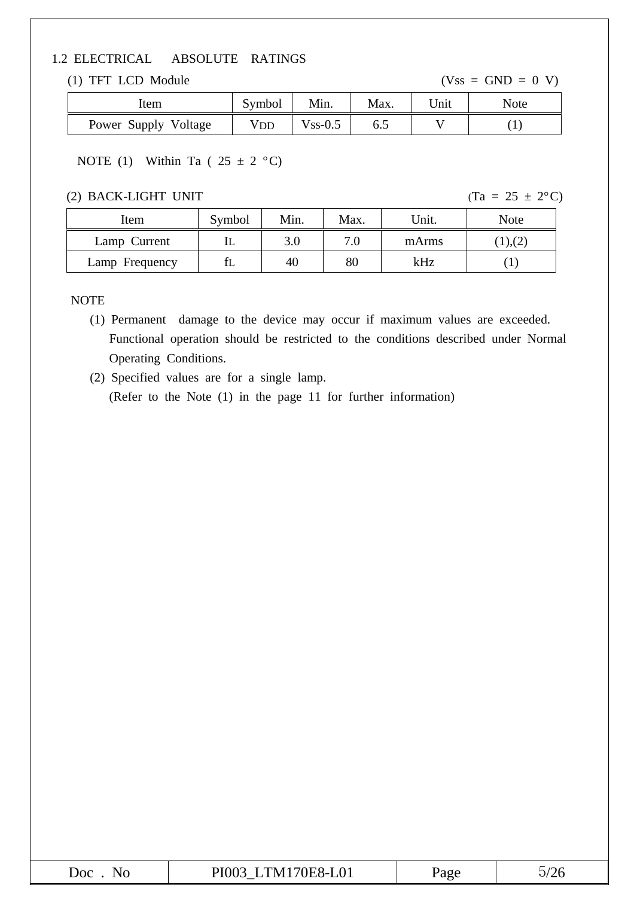## 1.2 ELECTRICAL ABSOLUTE RATINGS

(1) TFT LCD Module (Vss = GND = 0 V)

| Item | Symbol | Min. | Max. | Unit | Note |
|---|---|---|---|---|---|
| Power Supply Voltage | $V_{DD}$ | Vss-0.5 | 6.5 | V | (1) |

NOTE (1) Within Ta ( 25 ± 2 °C)

(2) BACK-LIGHT UNIT (Ta = 25 ± 2°C)

| Item | Symbol | Min. | Max. | Unit. | Note |
|---|---|---|---|---|---|
| Lamp Current | $I_L$ | 3.0 | 7.0 | mArms | (1),(2) |
| Lamp Frequency | $f_L$ | 40 | 80 | kHz | (1) |

NOTE

(1) Permanent damage to the device may occur if maximum values are exceeded. Functional operation should be restricted to the conditions described under Normal Operating Conditions.

(2) Specified values are for a single lamp.
(Refer to the Note (1) in the page 11 for further information)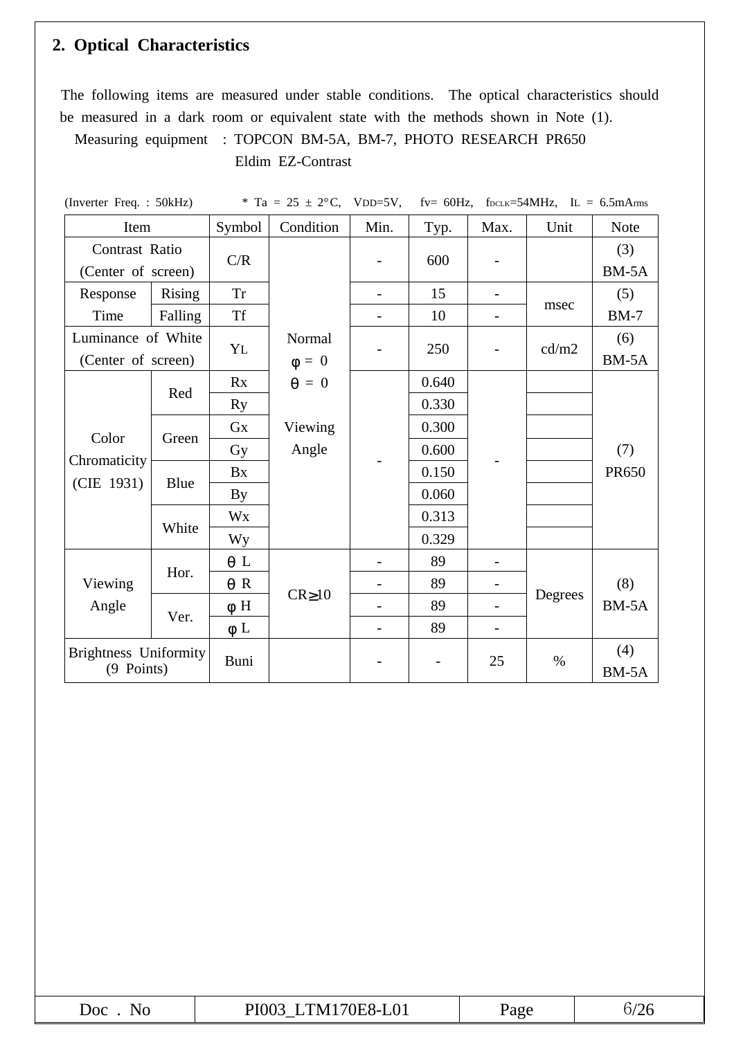## 2. Optical Characteristics

The following items are measured under stable conditions. The optical characteristics should be measured in a dark room or equivalent state with the methods shown in Note (1).

Measuring equipment : TOPCON BM-5A, BM-7, PHOTO RESEARCH PR650
Eldim EZ-Contrast

(Inverter Freq. : 50kHz) * Ta = 25 ± 2°C, $V_{DD}$=5V, fv= 60Hz, $f_{DCLK}$=54MHz, $I_L$ = 6.5$mA_{rms}$

| Item | | Symbol | Condition | Min. | Typ. | Max. | Unit | Note |
|---|---|---|---|---|---|---|---|---|
| Contrast Ratio (Center of screen) | | C/R | Normal φ = 0 θ = 0 Viewing Angle | - | 600 | - | | (3) BM-5A |
| Response Time | Rising | Tr | | - | 15 | - | msec | (5) BM-7 |
| | Falling | Tf | | - | 10 | - | | |
| Luminance of White (Center of screen) | | $Y_L$ | | - | 250 | - | cd/m2 | (6) BM-5A |
| Color Chromaticity (CIE 1931) | Red | Rx | | - | 0.640 | - | | (7) PR650 |
| | | Ry | | | 0.330 | | | |
| | Green | Gx | | | 0.300 | | | |
| | | Gy | | | 0.600 | | | |
| | Blue | Bx | | | 0.150 | | | |
| | | By | | | 0.060 | | | |
| | White | Wx | | | 0.313 | | | |
| | | Wy | | | 0.329 | | | |
| Viewing Angle | Hor. | θ L | CR≥10 | - | 89 | - | Degrees | (8) BM-5A |
| | | θ R | | - | 89 | - | | |
| | Ver. | φ H | | - | 89 | - | | |
| | | φ L | | - | 89 | - | | |
| Brightness Uniformity (9 Points) | | Buni | | - | - | 25 | % | (4) BM-5A |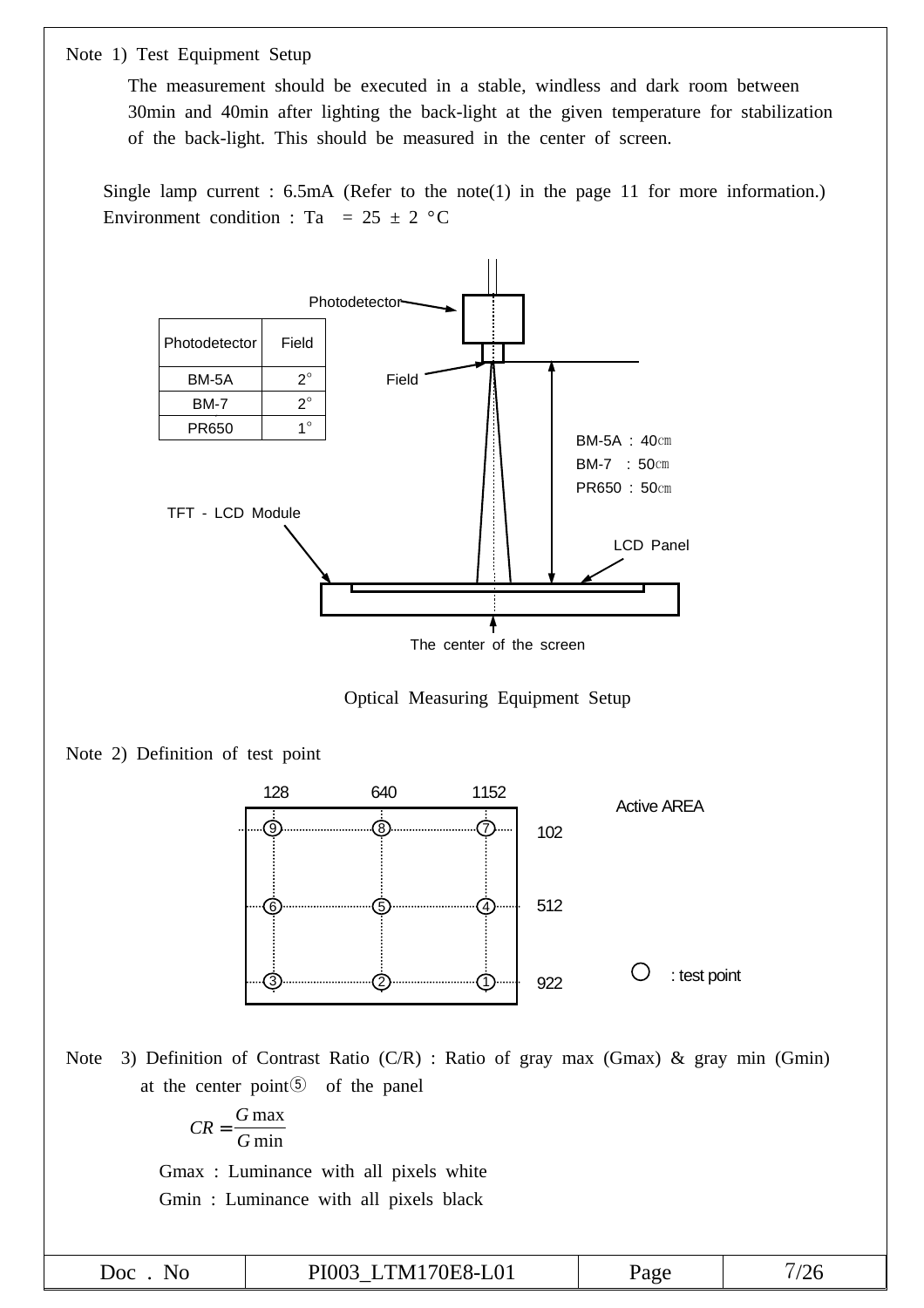Note 1) Test Equipment Setup

The measurement should be executed in a stable, windless and dark room between 30min and 40min after lighting the back-light at the given temperature for stabilization of the back-light. This should be measured in the center of screen.

Single lamp current : 6.5mA (Refer to the note(1) in the page 11 for more information.)
Environment condition : Ta = 25 ± 2 °C

| Photodetector | Field |
|---|---|
| BM-5A | 2° |
| BM-7 | 2° |
| PR650 | 1° |

Photodetector
Field
BM-5A : 40㎝
BM-7 : 50㎝
PR650 : 50㎝
TFT - LCD Module
LCD Panel
The center of the screen

Optical Measuring Equipment Setup

Note 2) Definition of test point

| | 128 | 640 | 1152 |
|---|---|---|---|
| 102 | ⑨ | ⑧ | ⑦ |
| 512 | ⑥ | ⑤ | ④ |
| 922 | ③ | ② | ① |

Active AREA

○ : test point

Note 3) Definition of Contrast Ratio (C/R) : Ratio of gray max (Gmax) & gray min (Gmin) at the center point⑤ of the panel

$$CR = \frac{G\max}{G\min}$$

Gmax : Luminance with all pixels white
Gmin : Luminance with all pixels black

| Doc . No | PI003_LTM170E8-L01 | Page | 7/26 |
|---|---|---|---|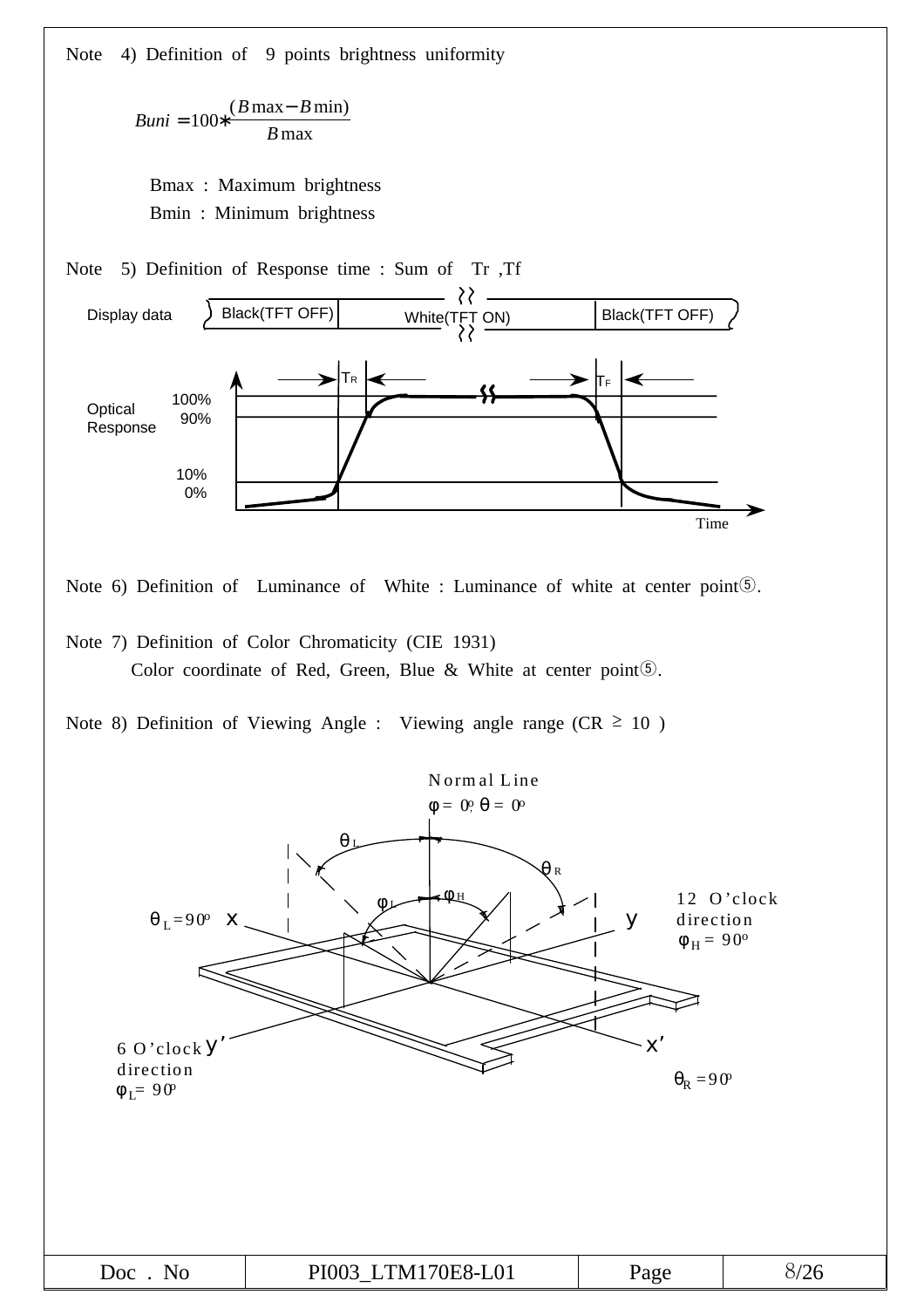Note 4) Definition of 9 points brightness uniformity

$$Buni = 100 * \frac{(B\max - B\min)}{B\max}$$

Bmax : Maximum brightness

Bmin : Minimum brightness

Note 5) Definition of Response time : Sum of Tr ,Tf

Display data: Black(TFT OFF) | White(TFT ON) | Black(TFT OFF)

Optical Response: 100%, 90%, 10%, 0% — $T_R$, $T_F$ — Time

Note 6) Definition of Luminance of White : Luminance of white at center point⑤.

Note 7) Definition of Color Chromaticity (CIE 1931)

Color coordinate of Red, Green, Blue & White at center point⑤.

Note 8) Definition of Viewing Angle : Viewing angle range (CR ≥ 10 )

Normal Line $\phi = 0^o, \theta = 0^o$

$\theta_L$, $\theta_R$, $\phi_L$, $\phi_H$

$\theta_L = 90^o$ x

y 12 O'clock direction $\phi_H = 90^o$

6 O'clock direction $\phi_L = 90^o$ y'

x' $\theta_R = 90^o$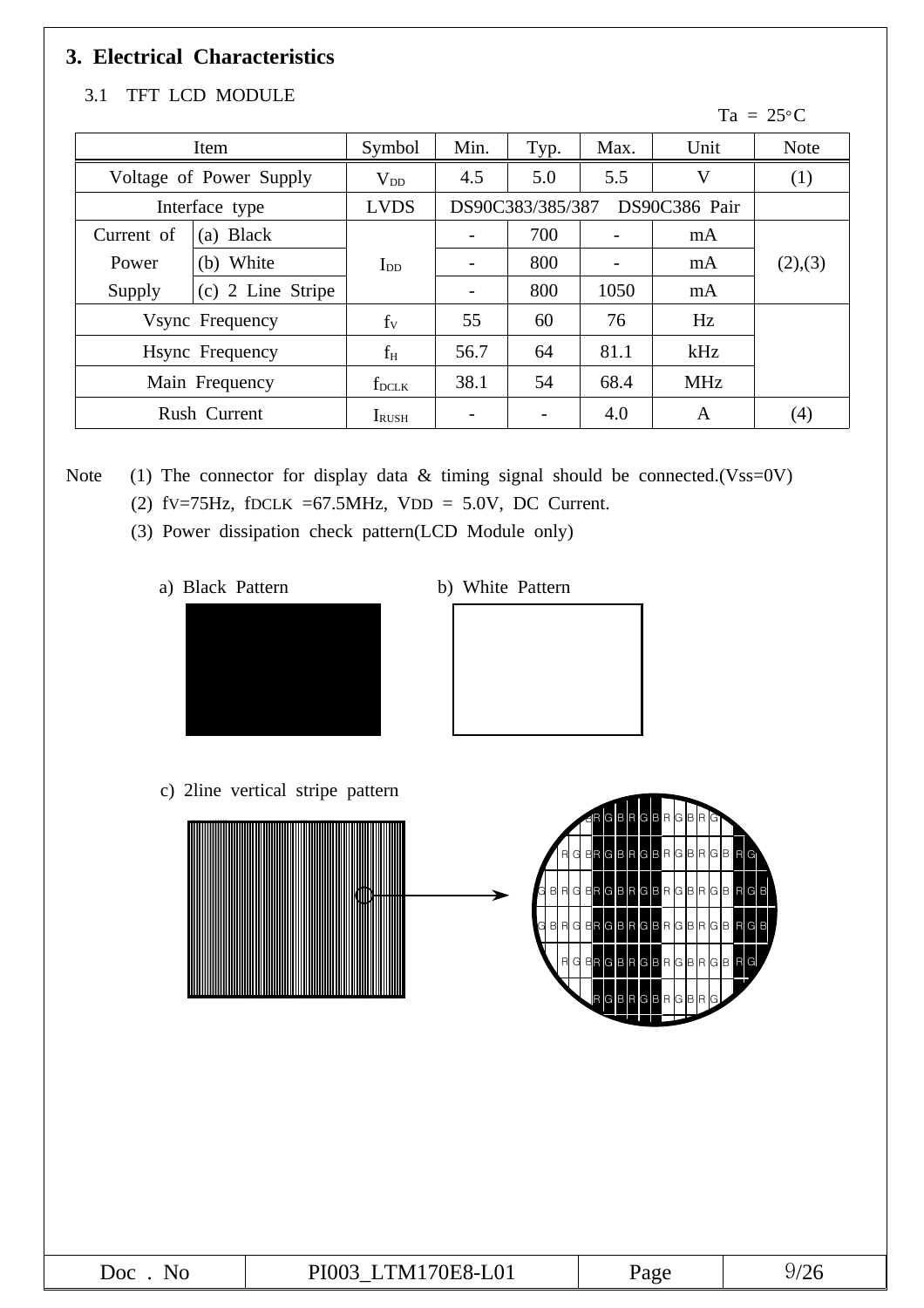## 3. Electrical Characteristics

### 3.1 TFT LCD MODULE

Ta = 25°C

| Item | | Symbol | Min. | Typ. | Max. | Unit | Note |
|---|---|---|---|---|---|---|---|
| Voltage of Power Supply | | $V_{DD}$ | 4.5 | 5.0 | 5.5 | V | (1) |
| Interface type | | LVDS | DS90C383/385/387 | | DS90C386 Pair | | |
| Current of Power Supply | (a) Black | $I_{DD}$ | - | 700 | - | mA | (2),(3) |
| | (b) White | | - | 800 | - | mA | |
| | (c) 2 Line Stripe | | - | 800 | 1050 | mA | |
| Vsync Frequency | | $f_V$ | 55 | 60 | 76 | Hz | |
| Hsync Frequency | | $f_H$ | 56.7 | 64 | 81.1 | kHz | |
| Main Frequency | | $f_{DCLK}$ | 38.1 | 54 | 68.4 | MHz | |
| Rush Current | | $I_{RUSH}$ | - | - | 4.0 | A | (4) |

Note (1) The connector for display data & timing signal should be connected.(Vss=0V)

(2) $f_V$=75Hz, $f_{DCLK}$ =67.5MHz, $V_{DD}$ = 5.0V, DC Current.

(3) Power dissipation check pattern(LCD Module only)

a) Black Pattern

b) White Pattern

c) 2line vertical stripe pattern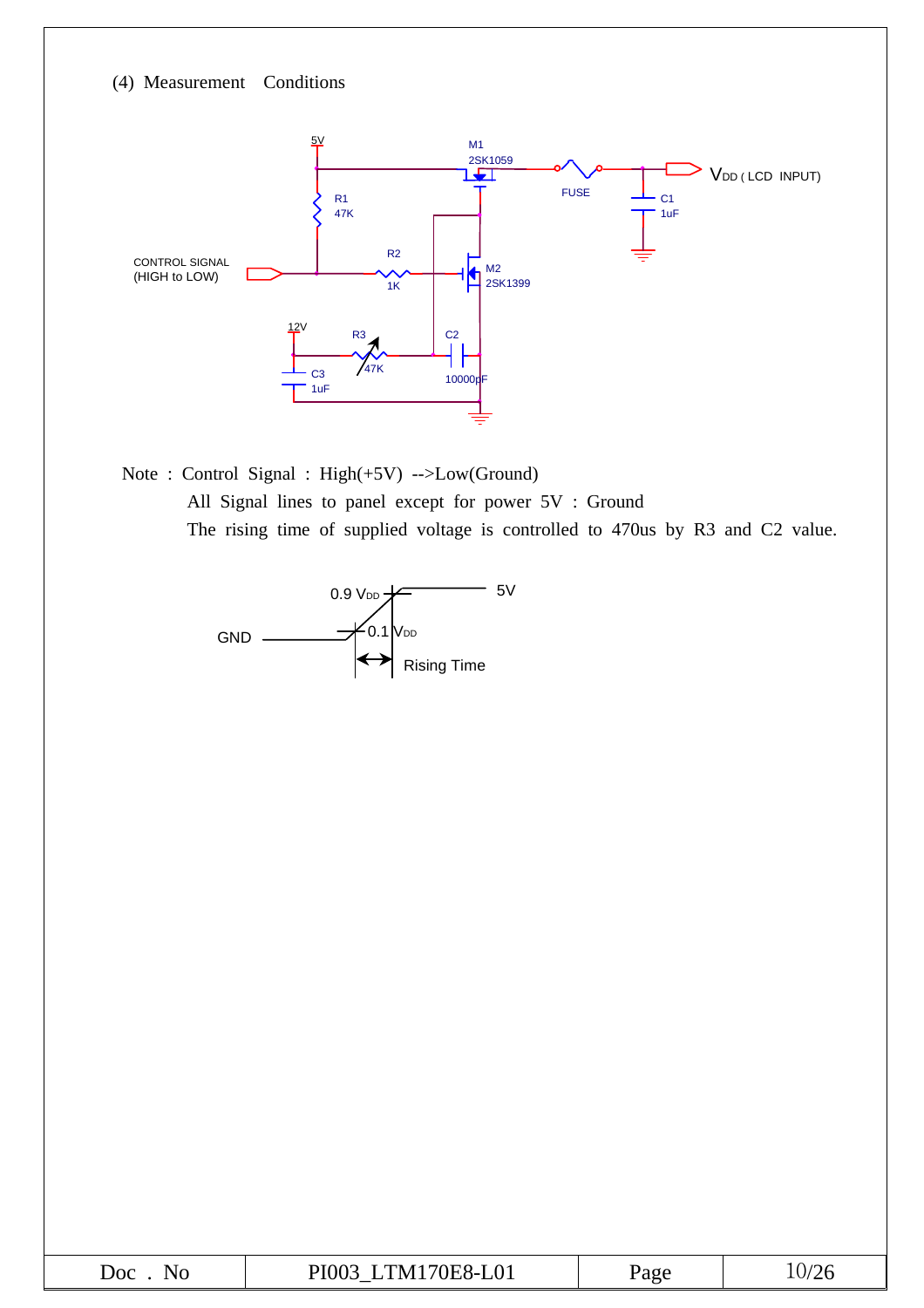(4) Measurement Conditions

Note : Control Signal : High(+5V) -->Low(Ground)

All Signal lines to panel except for power 5V : Ground

The rising time of supplied voltage is controlled to 470us by R3 and C2 value.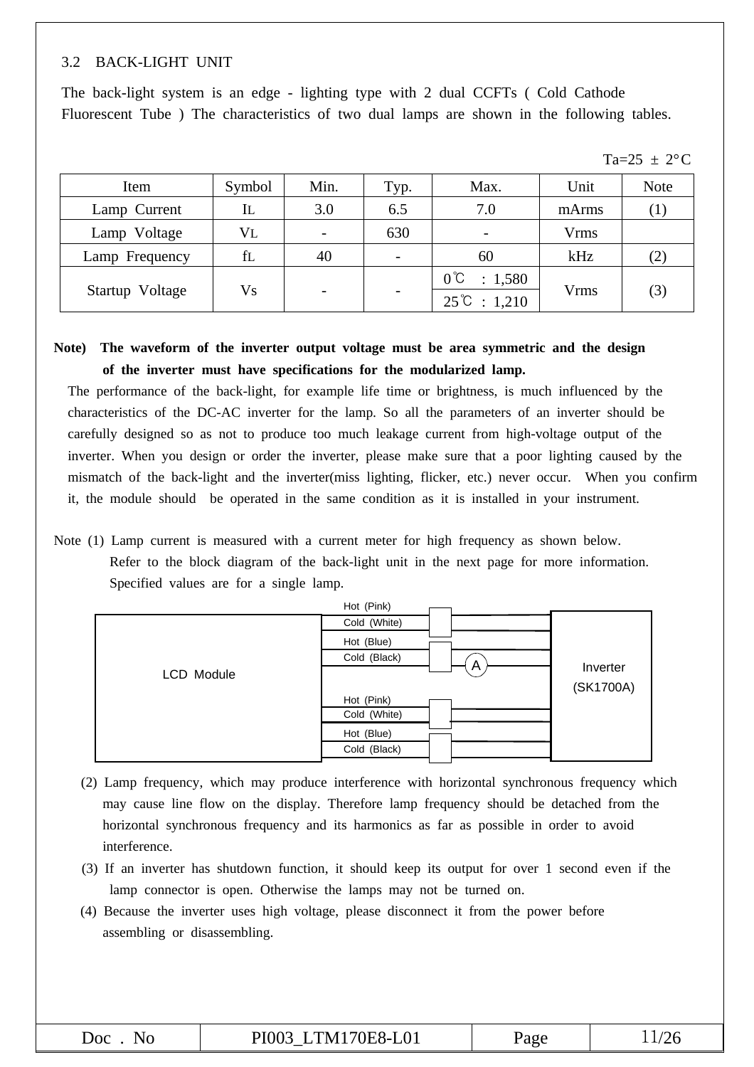### 3.2 BACK-LIGHT UNIT

The back-light system is an edge - lighting type with 2 dual CCFTs ( Cold Cathode Fluorescent Tube ) The characteristics of two dual lamps are shown in the following tables.

Ta=25 ± 2°C

| Item | Symbol | Min. | Typ. | Max. | Unit | Note |
|---|---|---|---|---|---|---|
| Lamp Current | IL | 3.0 | 6.5 | 7.0 | mArms | (1) |
| Lamp Voltage | VL | - | 630 | - | Vrms | |
| Lamp Frequency | fL | 40 | - | 60 | kHz | (2) |
| Startup Voltage | Vs | - | - | 0℃ : 1,580 | Vrms | (3) |
| | | | | 25℃ : 1,210 | | |

**Note) The waveform of the inverter output voltage must be area symmetric and the design of the inverter must have specifications for the modularized lamp.**

The performance of the back-light, for example life time or brightness, is much influenced by the characteristics of the DC-AC inverter for the lamp. So all the parameters of an inverter should be carefully designed so as not to produce too much leakage current from high-voltage output of the inverter. When you design or order the inverter, please make sure that a poor lighting caused by the mismatch of the back-light and the inverter(miss lighting, flicker, etc.) never occur. When you confirm it, the module should be operated in the same condition as it is installed in your instrument.

Note (1) Lamp current is measured with a current meter for high frequency as shown below. Refer to the block diagram of the back-light unit in the next page for more information. Specified values are for a single lamp.

LCD Module — Hot (Pink), Cold (White), Hot (Blue), Cold (Black) [A], Hot (Pink), Cold (White), Hot (Blue), Cold (Black) — Inverter (SK1700A)

(2) Lamp frequency, which may produce interference with horizontal synchronous frequency which may cause line flow on the display. Therefore lamp frequency should be detached from the horizontal synchronous frequency and its harmonics as far as possible in order to avoid interference.

(3) If an inverter has shutdown function, it should keep its output for over 1 second even if the lamp connector is open. Otherwise the lamps may not be turned on.

(4) Because the inverter uses high voltage, please disconnect it from the power before assembling or disassembling.

| Doc . No | PI003_LTM170E8-L01 | Page | 11/26 |
|---|---|---|---|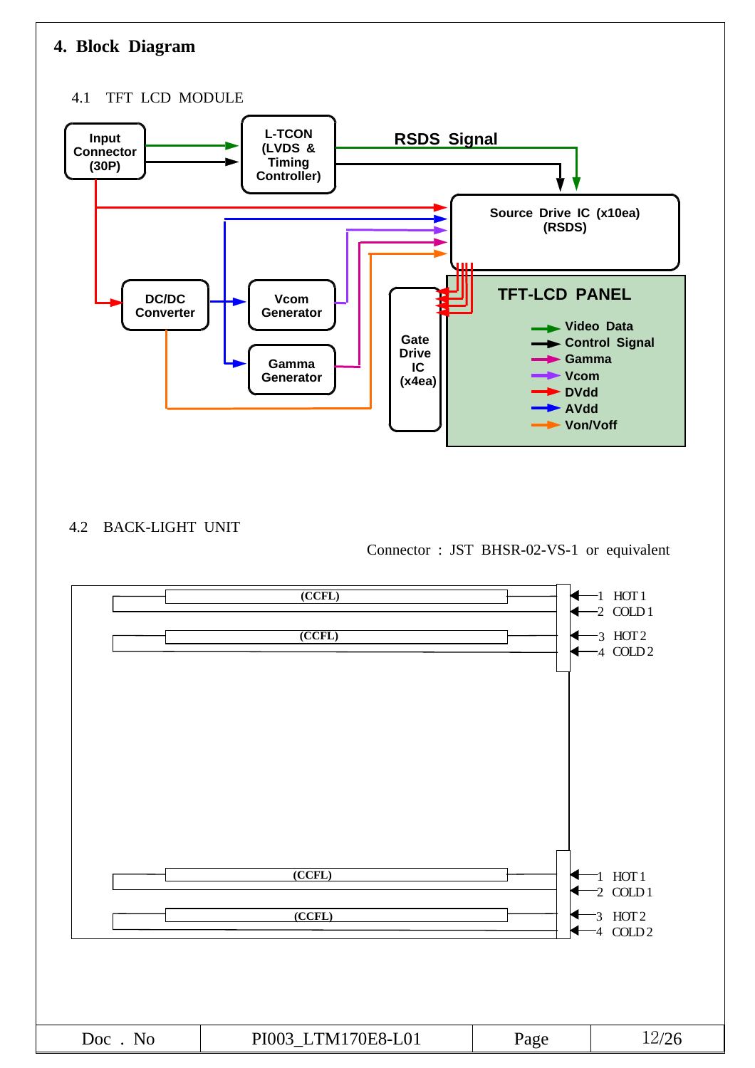## 4. Block Diagram

### 4.1 TFT LCD MODULE

Input Connector (30P)

L-TCON (LVDS & Timing Controller)

RSDS Signal

Source Drive IC (x10ea) (RSDS)

DC/DC Converter

Vcom Generator

Gamma Generator

Gate Drive IC (x4ea)

TFT-LCD PANEL

- Video Data
- Control Signal
- Gamma
- Vcom
- DVdd
- AVdd
- Von/Voff

### 4.2 BACK-LIGHT UNIT

Connector : JST BHSR-02-VS-1 or equivalent

(CCFL)

(CCFL)

1 HOT 1
2 COLD 1
3 HOT 2
4 COLD 2

(CCFL)

(CCFL)

1 HOT 1
2 COLD 1
3 HOT 2
4 COLD 2

| Doc . No | PI003_LTM170E8-L01 | Page | 12/26 |
|---|---|---|---|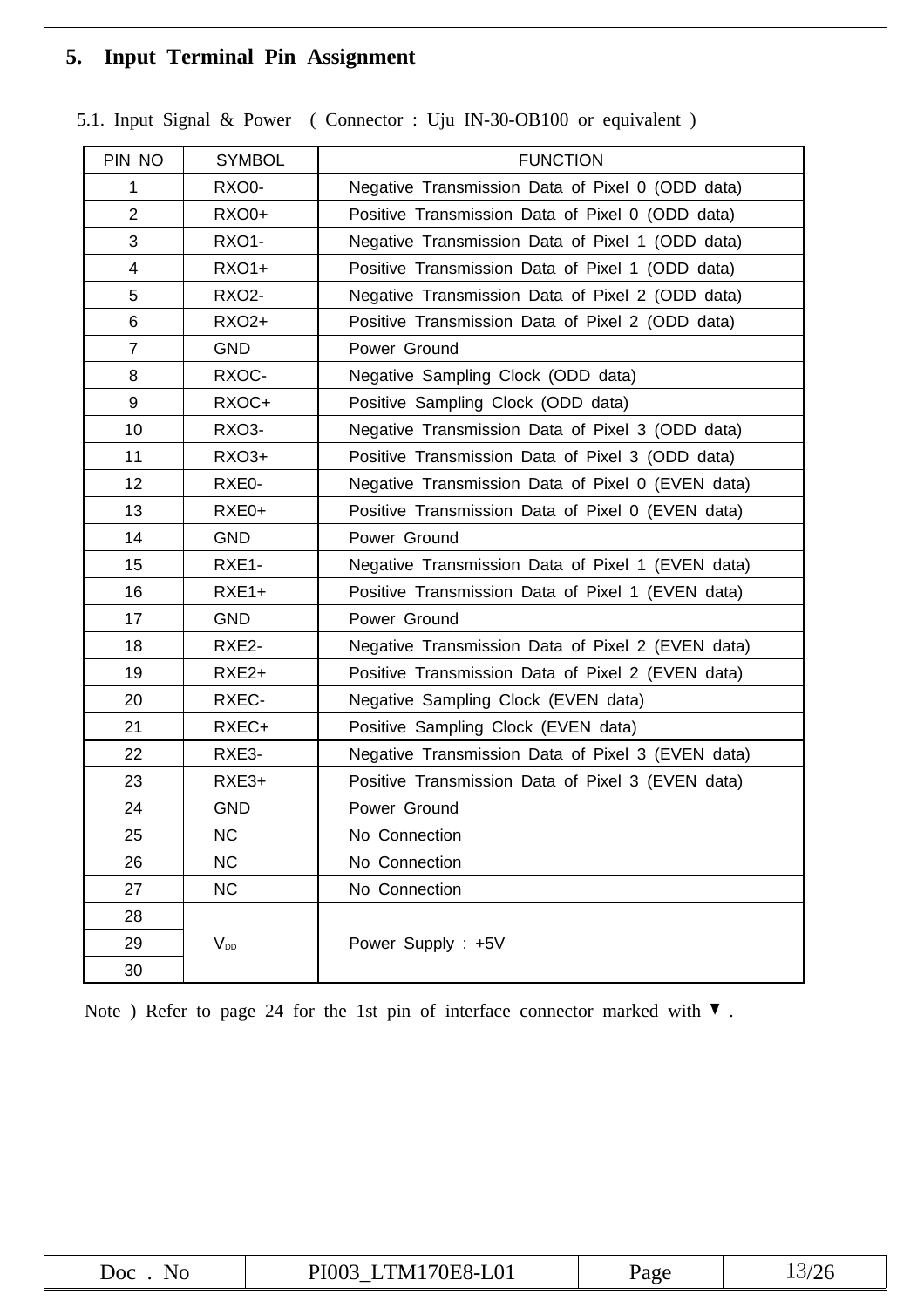## 5. Input Terminal Pin Assignment

5.1. Input Signal & Power ( Connector : Uju IN-30-OB100 or equivalent )

| PIN NO | SYMBOL | FUNCTION |
|---|---|---|
| 1 | RXO0- | Negative Transmission Data of Pixel 0 (ODD data) |
| 2 | RXO0+ | Positive Transmission Data of Pixel 0 (ODD data) |
| 3 | RXO1- | Negative Transmission Data of Pixel 1 (ODD data) |
| 4 | RXO1+ | Positive Transmission Data of Pixel 1 (ODD data) |
| 5 | RXO2- | Negative Transmission Data of Pixel 2 (ODD data) |
| 6 | RXO2+ | Positive Transmission Data of Pixel 2 (ODD data) |
| 7 | GND | Power Ground |
| 8 | RXOC- | Negative Sampling Clock (ODD data) |
| 9 | RXOC+ | Positive Sampling Clock (ODD data) |
| 10 | RXO3- | Negative Transmission Data of Pixel 3 (ODD data) |
| 11 | RXO3+ | Positive Transmission Data of Pixel 3 (ODD data) |
| 12 | RXE0- | Negative Transmission Data of Pixel 0 (EVEN data) |
| 13 | RXE0+ | Positive Transmission Data of Pixel 0 (EVEN data) |
| 14 | GND | Power Ground |
| 15 | RXE1- | Negative Transmission Data of Pixel 1 (EVEN data) |
| 16 | RXE1+ | Positive Transmission Data of Pixel 1 (EVEN data) |
| 17 | GND | Power Ground |
| 18 | RXE2- | Negative Transmission Data of Pixel 2 (EVEN data) |
| 19 | RXE2+ | Positive Transmission Data of Pixel 2 (EVEN data) |
| 20 | RXEC- | Negative Sampling Clock (EVEN data) |
| 21 | RXEC+ | Positive Sampling Clock (EVEN data) |
| 22 | RXE3- | Negative Transmission Data of Pixel 3 (EVEN data) |
| 23 | RXE3+ | Positive Transmission Data of Pixel 3 (EVEN data) |
| 24 | GND | Power Ground |
| 25 | NC | No Connection |
| 26 | NC | No Connection |
| 27 | NC | No Connection |
| 28 | $V_{DD}$ | Power Supply : +5V |
| 29 | | |
| 30 | | |

Note ) Refer to page 24 for the 1st pin of interface connector marked with ▼ .

| Doc . No | PI003_LTM170E8-L01 | Page | 13/26 |
|---|---|---|---|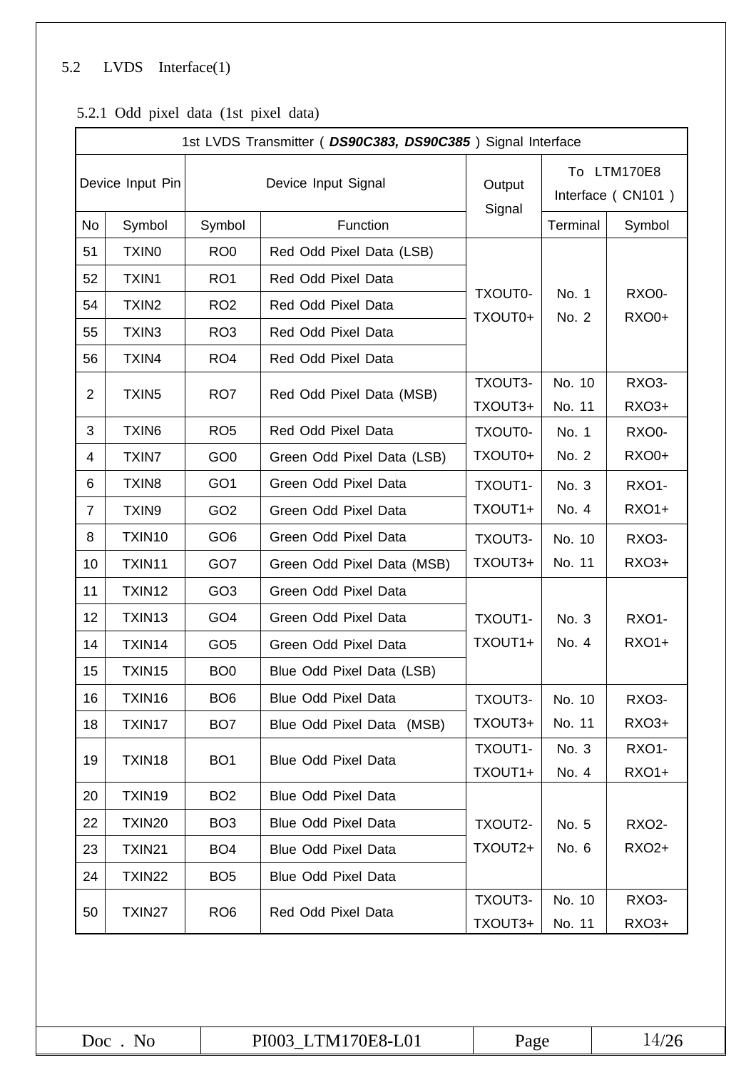## 5.2 LVDS Interface(1)

### 5.2.1 Odd pixel data (1st pixel data)

| 1st LVDS Transmitter ( ***DS90C383, DS90C385*** ) Signal Interface | | | | | | |
|---|---|---|---|---|---|---|
| Device Input Pin | | Device Input Signal | | Output Signal | To LTM170E8 Interface ( CN101 ) | |
| No | Symbol | Symbol | Function | | Terminal | Symbol |
| 51 | TXIN0 | RO0 | Red Odd Pixel Data (LSB) | TXOUT0- TXOUT0+ | No. 1 No. 2 | RXO0- RXO0+ |
| 52 | TXIN1 | RO1 | Red Odd Pixel Data | | | |
| 54 | TXIN2 | RO2 | Red Odd Pixel Data | | | |
| 55 | TXIN3 | RO3 | Red Odd Pixel Data | | | |
| 56 | TXIN4 | RO4 | Red Odd Pixel Data | | | |
| 2 | TXIN5 | RO7 | Red Odd Pixel Data (MSB) | TXOUT3- TXOUT3+ | No. 10 No. 11 | RXO3- RXO3+ |
| 3 | TXIN6 | RO5 | Red Odd Pixel Data | TXOUT0- TXOUT0+ | No. 1 No. 2 | RXO0- RXO0+ |
| 4 | TXIN7 | GO0 | Green Odd Pixel Data (LSB) | | | |
| 6 | TXIN8 | GO1 | Green Odd Pixel Data | TXOUT1- TXOUT1+ | No. 3 No. 4 | RXO1- RXO1+ |
| 7 | TXIN9 | GO2 | Green Odd Pixel Data | | | |
| 8 | TXIN10 | GO6 | Green Odd Pixel Data | TXOUT3- TXOUT3+ | No. 10 No. 11 | RXO3- RXO3+ |
| 10 | TXIN11 | GO7 | Green Odd Pixel Data (MSB) | | | |
| 11 | TXIN12 | GO3 | Green Odd Pixel Data | TXOUT1- TXOUT1+ | No. 3 No. 4 | RXO1- RXO1+ |
| 12 | TXIN13 | GO4 | Green Odd Pixel Data | | | |
| 14 | TXIN14 | GO5 | Green Odd Pixel Data | | | |
| 15 | TXIN15 | BO0 | Blue Odd Pixel Data (LSB) | | | |
| 16 | TXIN16 | BO6 | Blue Odd Pixel Data | TXOUT3- TXOUT3+ | No. 10 No. 11 | RXO3- RXO3+ |
| 18 | TXIN17 | BO7 | Blue Odd Pixel Data (MSB) | | | |
| 19 | TXIN18 | BO1 | Blue Odd Pixel Data | TXOUT1- TXOUT1+ | No. 3 No. 4 | RXO1- RXO1+ |
| 20 | TXIN19 | BO2 | Blue Odd Pixel Data | TXOUT2- TXOUT2+ | No. 5 No. 6 | RXO2- RXO2+ |
| 22 | TXIN20 | BO3 | Blue Odd Pixel Data | | | |
| 23 | TXIN21 | BO4 | Blue Odd Pixel Data | | | |
| 24 | TXIN22 | BO5 | Blue Odd Pixel Data | | | |
| 50 | TXIN27 | RO6 | Red Odd Pixel Data | TXOUT3- TXOUT3+ | No. 10 No. 11 | RXO3- RXO3+ |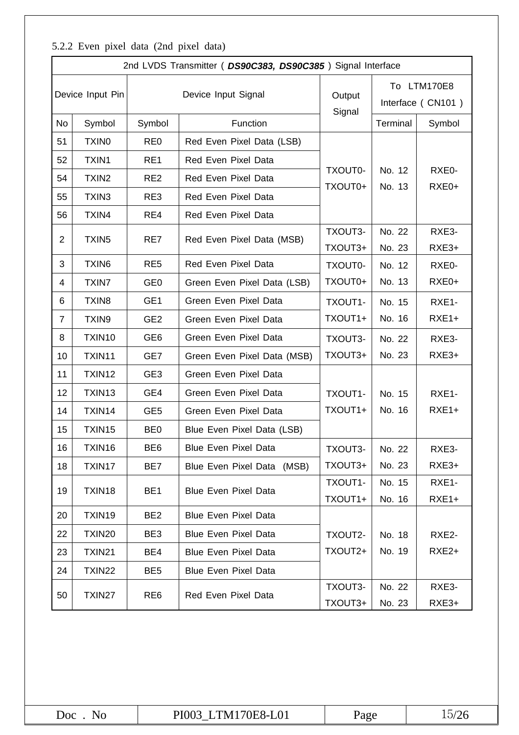5.2.2 Even pixel data (2nd pixel data)

| 2nd LVDS Transmitter ( ***DS90C383, DS90C385*** ) Signal Interface | | | | | | |
|---|---|---|---|---|---|---|
| Device Input Pin | | Device Input Signal | | Output Signal | To LTM170E8 Interface ( CN101 ) | |
| No | Symbol | Symbol | Function | | Terminal | Symbol |
| 51 | TXIN0 | RE0 | Red Even Pixel Data (LSB) | TXOUT0- TXOUT0+ | No. 12 No. 13 | RXE0- RXE0+ |
| 52 | TXIN1 | RE1 | Red Even Pixel Data | | | |
| 54 | TXIN2 | RE2 | Red Even Pixel Data | | | |
| 55 | TXIN3 | RE3 | Red Even Pixel Data | | | |
| 56 | TXIN4 | RE4 | Red Even Pixel Data | | | |
| 2 | TXIN5 | RE7 | Red Even Pixel Data (MSB) | TXOUT3- TXOUT3+ | No. 22 No. 23 | RXE3- RXE3+ |
| 3 | TXIN6 | RE5 | Red Even Pixel Data | TXOUT0- TXOUT0+ | No. 12 No. 13 | RXE0- RXE0+ |
| 4 | TXIN7 | GE0 | Green Even Pixel Data (LSB) | | | |
| 6 | TXIN8 | GE1 | Green Even Pixel Data | TXOUT1- TXOUT1+ | No. 15 No. 16 | RXE1- RXE1+ |
| 7 | TXIN9 | GE2 | Green Even Pixel Data | | | |
| 8 | TXIN10 | GE6 | Green Even Pixel Data | TXOUT3- TXOUT3+ | No. 22 No. 23 | RXE3- RXE3+ |
| 10 | TXIN11 | GE7 | Green Even Pixel Data (MSB) | | | |
| 11 | TXIN12 | GE3 | Green Even Pixel Data | TXOUT1- TXOUT1+ | No. 15 No. 16 | RXE1- RXE1+ |
| 12 | TXIN13 | GE4 | Green Even Pixel Data | | | |
| 14 | TXIN14 | GE5 | Green Even Pixel Data | | | |
| 15 | TXIN15 | BE0 | Blue Even Pixel Data (LSB) | | | |
| 16 | TXIN16 | BE6 | Blue Even Pixel Data | TXOUT3- TXOUT3+ | No. 22 No. 23 | RXE3- RXE3+ |
| 18 | TXIN17 | BE7 | Blue Even Pixel Data (MSB) | | | |
| 19 | TXIN18 | BE1 | Blue Even Pixel Data | TXOUT1- TXOUT1+ | No. 15 No. 16 | RXE1- RXE1+ |
| 20 | TXIN19 | BE2 | Blue Even Pixel Data | TXOUT2- TXOUT2+ | No. 18 No. 19 | RXE2- RXE2+ |
| 22 | TXIN20 | BE3 | Blue Even Pixel Data | | | |
| 23 | TXIN21 | BE4 | Blue Even Pixel Data | | | |
| 24 | TXIN22 | BE5 | Blue Even Pixel Data | | | |
| 50 | TXIN27 | RE6 | Red Even Pixel Data | TXOUT3- TXOUT3+ | No. 22 No. 23 | RXE3- RXE3+ |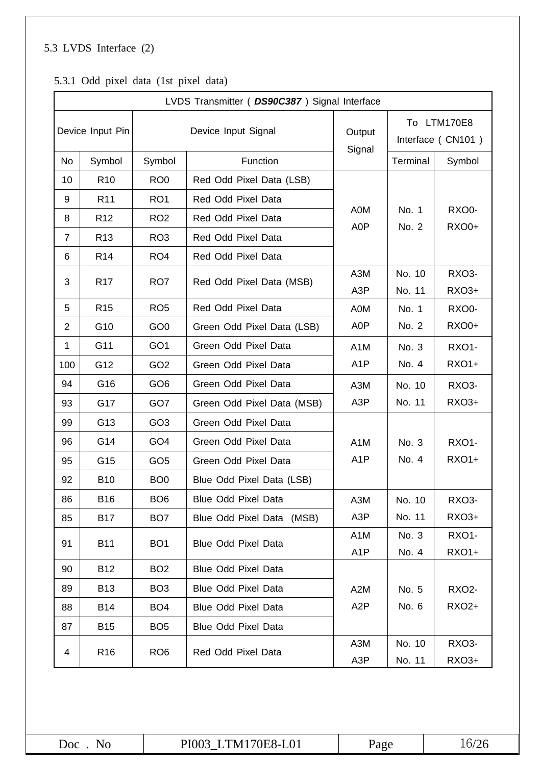### 5.3 LVDS Interface (2)

#### 5.3.1 Odd pixel data (1st pixel data)

| LVDS Transmitter ( ***DS90C387*** ) Signal Interface | | | | | | |
|---|---|---|---|---|---|---|
| Device Input Pin | | Device Input Signal | | Output Signal | To LTM170E8 Interface ( CN101 ) | |
| No | Symbol | Symbol | Function | | Terminal | Symbol |
| 10 | R10 | RO0 | Red Odd Pixel Data (LSB) | A0M A0P | No. 1 No. 2 | RXO0- RXO0+ |
| 9 | R11 | RO1 | Red Odd Pixel Data | | | |
| 8 | R12 | RO2 | Red Odd Pixel Data | | | |
| 7 | R13 | RO3 | Red Odd Pixel Data | | | |
| 6 | R14 | RO4 | Red Odd Pixel Data | | | |
| 3 | R17 | RO7 | Red Odd Pixel Data (MSB) | A3M A3P | No. 10 No. 11 | RXO3- RXO3+ |
| 5 | R15 | RO5 | Red Odd Pixel Data | A0M A0P | No. 1 No. 2 | RXO0- RXO0+ |
| 2 | G10 | GO0 | Green Odd Pixel Data (LSB) | | | |
| 1 | G11 | GO1 | Green Odd Pixel Data | A1M A1P | No. 3 No. 4 | RXO1- RXO1+ |
| 100 | G12 | GO2 | Green Odd Pixel Data | | | |
| 94 | G16 | GO6 | Green Odd Pixel Data | A3M A3P | No. 10 No. 11 | RXO3- RXO3+ |
| 93 | G17 | GO7 | Green Odd Pixel Data (MSB) | | | |
| 99 | G13 | GO3 | Green Odd Pixel Data | A1M A1P | No. 3 No. 4 | RXO1- RXO1+ |
| 96 | G14 | GO4 | Green Odd Pixel Data | | | |
| 95 | G15 | GO5 | Green Odd Pixel Data | | | |
| 92 | B10 | BO0 | Blue Odd Pixel Data (LSB) | | | |
| 86 | B16 | BO6 | Blue Odd Pixel Data | A3M A3P | No. 10 No. 11 | RXO3- RXO3+ |
| 85 | B17 | BO7 | Blue Odd Pixel Data (MSB) | | | |
| 91 | B11 | BO1 | Blue Odd Pixel Data | A1M A1P | No. 3 No. 4 | RXO1- RXO1+ |
| 90 | B12 | BO2 | Blue Odd Pixel Data | A2M A2P | No. 5 No. 6 | RXO2- RXO2+ |
| 89 | B13 | BO3 | Blue Odd Pixel Data | | | |
| 88 | B14 | BO4 | Blue Odd Pixel Data | | | |
| 87 | B15 | BO5 | Blue Odd Pixel Data | | | |
| 4 | R16 | RO6 | Red Odd Pixel Data | A3M A3P | No. 10 No. 11 | RXO3- RXO3+ |

| Doc . No | PI003_LTM170E8-L01 | Page | 16/26 |
|---|---|---|---|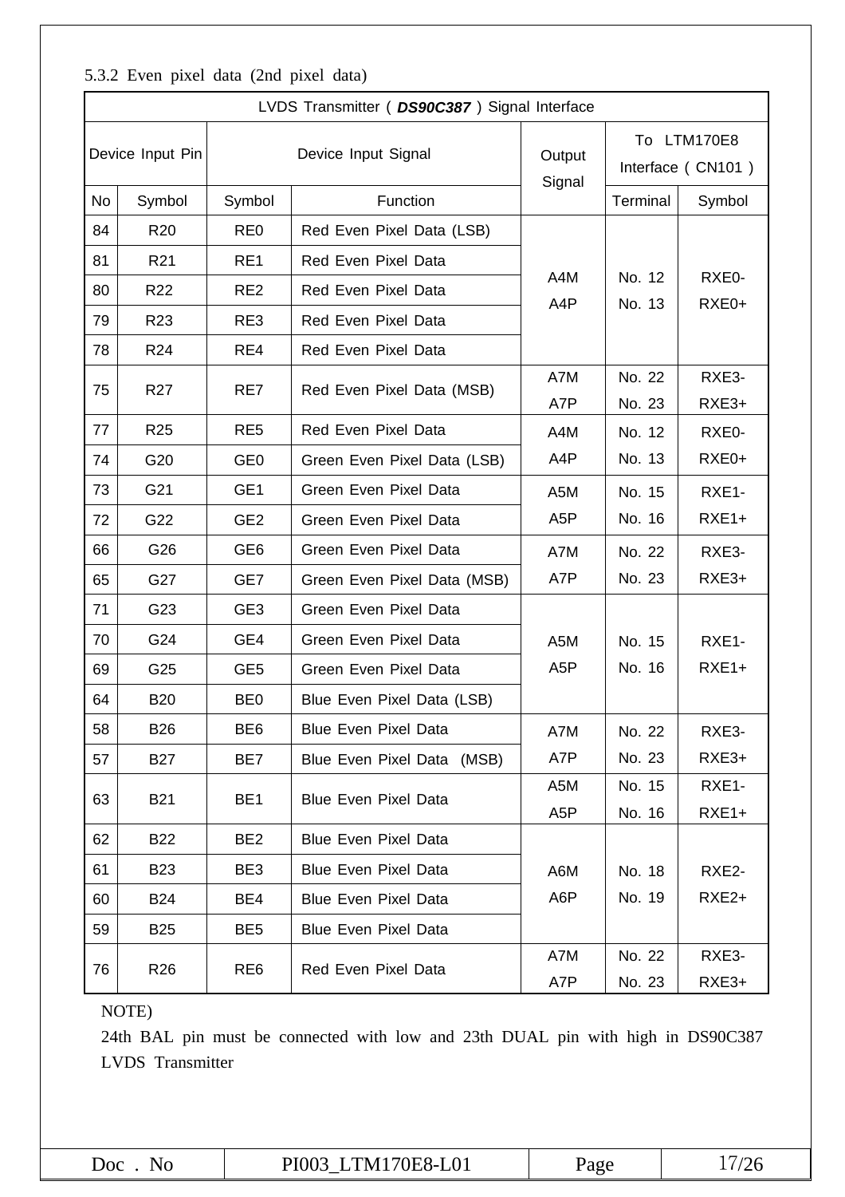5.3.2 Even pixel data (2nd pixel data)

| LVDS Transmitter ( ***DS90C387*** ) Signal Interface | | | | | | |
|---|---|---|---|---|---|---|
| Device Input Pin | | Device Input Signal | | Output Signal | To LTM170E8 Interface ( CN101 ) | |
| No | Symbol | Symbol | Function | | Terminal | Symbol |
| 84 | R20 | RE0 | Red Even Pixel Data (LSB) | A4M A4P | No. 12 No. 13 | RXE0- RXE0+ |
| 81 | R21 | RE1 | Red Even Pixel Data | | | |
| 80 | R22 | RE2 | Red Even Pixel Data | | | |
| 79 | R23 | RE3 | Red Even Pixel Data | | | |
| 78 | R24 | RE4 | Red Even Pixel Data | | | |
| 75 | R27 | RE7 | Red Even Pixel Data (MSB) | A7M A7P | No. 22 No. 23 | RXE3- RXE3+ |
| 77 | R25 | RE5 | Red Even Pixel Data | A4M A4P | No. 12 No. 13 | RXE0- RXE0+ |
| 74 | G20 | GE0 | Green Even Pixel Data (LSB) | | | |
| 73 | G21 | GE1 | Green Even Pixel Data | A5M A5P | No. 15 No. 16 | RXE1- RXE1+ |
| 72 | G22 | GE2 | Green Even Pixel Data | | | |
| 66 | G26 | GE6 | Green Even Pixel Data | A7M A7P | No. 22 No. 23 | RXE3- RXE3+ |
| 65 | G27 | GE7 | Green Even Pixel Data (MSB) | | | |
| 71 | G23 | GE3 | Green Even Pixel Data | A5M A5P | No. 15 No. 16 | RXE1- RXE1+ |
| 70 | G24 | GE4 | Green Even Pixel Data | | | |
| 69 | G25 | GE5 | Green Even Pixel Data | | | |
| 64 | B20 | BE0 | Blue Even Pixel Data (LSB) | | | |
| 58 | B26 | BE6 | Blue Even Pixel Data | A7M A7P | No. 22 No. 23 | RXE3- RXE3+ |
| 57 | B27 | BE7 | Blue Even Pixel Data (MSB) | | | |
| 63 | B21 | BE1 | Blue Even Pixel Data | A5M A5P | No. 15 No. 16 | RXE1- RXE1+ |
| 62 | B22 | BE2 | Blue Even Pixel Data | A6M A6P | No. 18 No. 19 | RXE2- RXE2+ |
| 61 | B23 | BE3 | Blue Even Pixel Data | | | |
| 60 | B24 | BE4 | Blue Even Pixel Data | | | |
| 59 | B25 | BE5 | Blue Even Pixel Data | | | |
| 76 | R26 | RE6 | Red Even Pixel Data | A7M A7P | No. 22 No. 23 | RXE3- RXE3+ |

NOTE)

24th BAL pin must be connected with low and 23th DUAL pin with high in DS90C387 LVDS Transmitter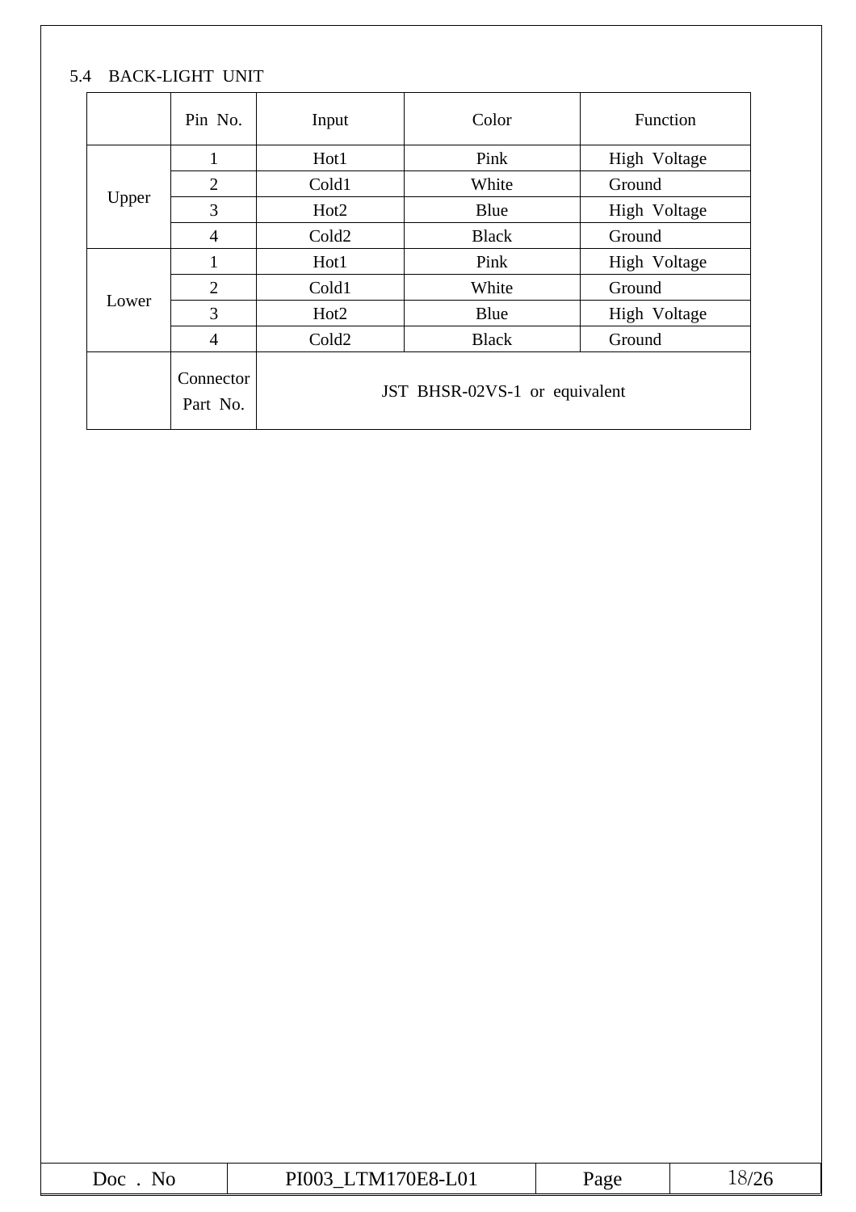5.4 BACK-LIGHT UNIT

| | Pin No. | Input | Color | Function |
|---|---|---|---|---|
| Upper | 1 | Hot1 | Pink | High Voltage |
| | 2 | Cold1 | White | Ground |
| | 3 | Hot2 | Blue | High Voltage |
| | 4 | Cold2 | Black | Ground |
| Lower | 1 | Hot1 | Pink | High Voltage |
| | 2 | Cold1 | White | Ground |
| | 3 | Hot2 | Blue | High Voltage |
| | 4 | Cold2 | Black | Ground |
| | Connector Part No. | JST BHSR-02VS-1 or equivalent | | |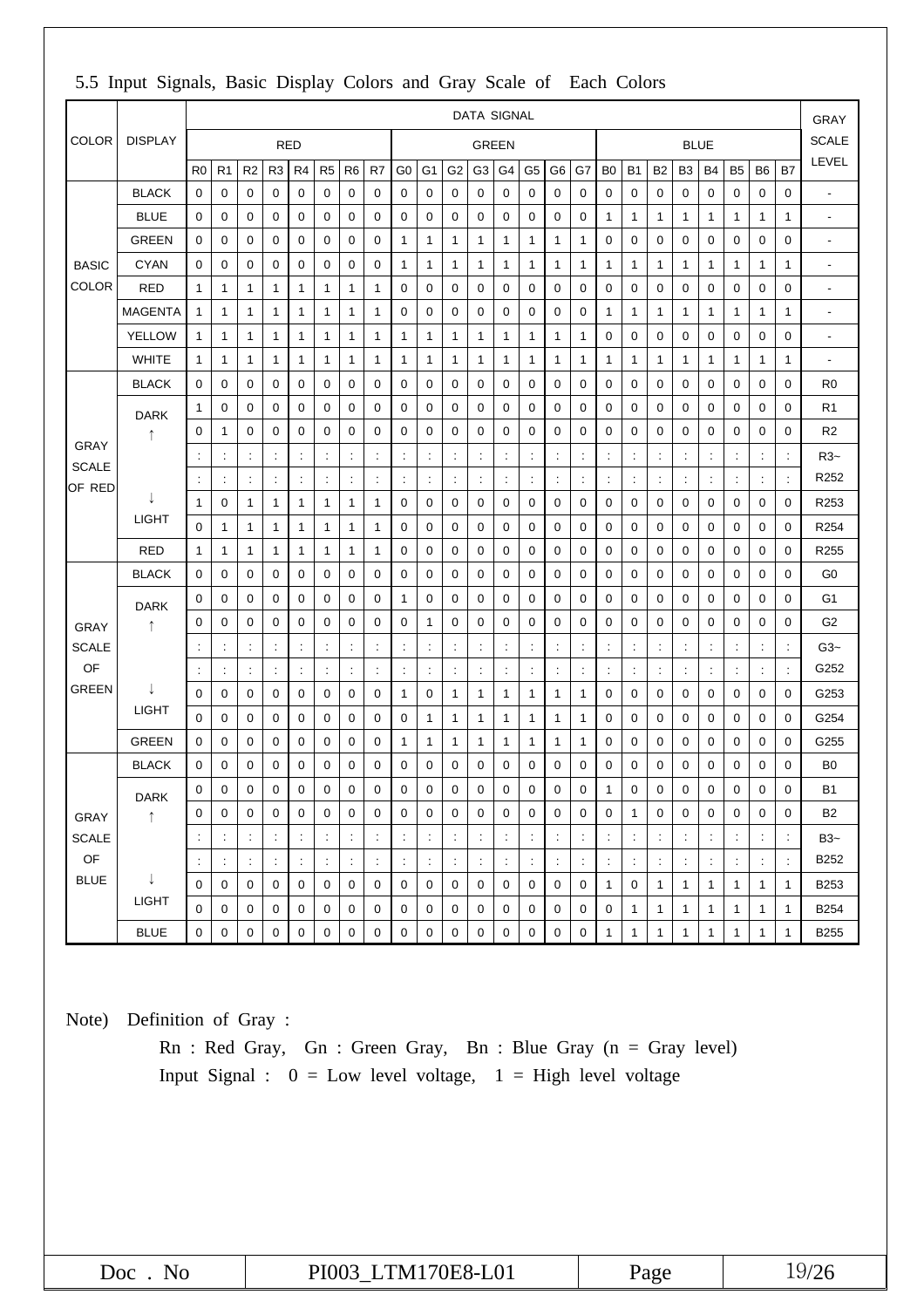## 5.5 Input Signals, Basic Display Colors and Gray Scale of Each Colors

| COLOR | DISPLAY | DATA SIGNAL | | | | | | | | | | | | | | | | | | | | | | | | GRAY SCALE LEVEL |
|---|---|---|---|---|---|---|---|---|---|---|---|---|---|---|---|---|---|---|---|---|---|---|---|---|---|---|
| | | RED | | | | | | | | GREEN | | | | | | | | BLUE | | | | | | | | |
| | | R0 | R1 | R2 | R3 | R4 | R5 | R6 | R7 | G0 | G1 | G2 | G3 | G4 | G5 | G6 | G7 | B0 | B1 | B2 | B3 | B4 | B5 | B6 | B7 | |
| BASIC COLOR | BLACK | 0 | 0 | 0 | 0 | 0 | 0 | 0 | 0 | 0 | 0 | 0 | 0 | 0 | 0 | 0 | 0 | 0 | 0 | 0 | 0 | 0 | 0 | 0 | 0 | - |
| | BLUE | 0 | 0 | 0 | 0 | 0 | 0 | 0 | 0 | 0 | 0 | 0 | 0 | 0 | 0 | 0 | 0 | 1 | 1 | 1 | 1 | 1 | 1 | 1 | 1 | - |
| | GREEN | 0 | 0 | 0 | 0 | 0 | 0 | 0 | 0 | 1 | 1 | 1 | 1 | 1 | 1 | 1 | 1 | 0 | 0 | 0 | 0 | 0 | 0 | 0 | 0 | - |
| | CYAN | 0 | 0 | 0 | 0 | 0 | 0 | 0 | 0 | 1 | 1 | 1 | 1 | 1 | 1 | 1 | 1 | 1 | 1 | 1 | 1 | 1 | 1 | 1 | 1 | - |
| | RED | 1 | 1 | 1 | 1 | 1 | 1 | 1 | 1 | 0 | 0 | 0 | 0 | 0 | 0 | 0 | 0 | 0 | 0 | 0 | 0 | 0 | 0 | 0 | 0 | - |
| | MAGENTA | 1 | 1 | 1 | 1 | 1 | 1 | 1 | 1 | 0 | 0 | 0 | 0 | 0 | 0 | 0 | 0 | 1 | 1 | 1 | 1 | 1 | 1 | 1 | 1 | - |
| | YELLOW | 1 | 1 | 1 | 1 | 1 | 1 | 1 | 1 | 1 | 1 | 1 | 1 | 1 | 1 | 1 | 1 | 0 | 0 | 0 | 0 | 0 | 0 | 0 | 0 | - |
| | WHITE | 1 | 1 | 1 | 1 | 1 | 1 | 1 | 1 | 1 | 1 | 1 | 1 | 1 | 1 | 1 | 1 | 1 | 1 | 1 | 1 | 1 | 1 | 1 | 1 | - |
| GRAY SCALE OF RED | BLACK | 0 | 0 | 0 | 0 | 0 | 0 | 0 | 0 | 0 | 0 | 0 | 0 | 0 | 0 | 0 | 0 | 0 | 0 | 0 | 0 | 0 | 0 | 0 | 0 | R0 |
| | DARK | 1 | 0 | 0 | 0 | 0 | 0 | 0 | 0 | 0 | 0 | 0 | 0 | 0 | 0 | 0 | 0 | 0 | 0 | 0 | 0 | 0 | 0 | 0 | 0 | R1 |
| | ↑ | 0 | 1 | 0 | 0 | 0 | 0 | 0 | 0 | 0 | 0 | 0 | 0 | 0 | 0 | 0 | 0 | 0 | 0 | 0 | 0 | 0 | 0 | 0 | 0 | R2 |
| | | : | : | : | : | : | : | : | : | : | : | : | : | : | : | : | : | : | : | : | : | : | : | : | : | R3~ |
| | | : | : | : | : | : | : | : | : | : | : | : | : | : | : | : | : | : | : | : | : | : | : | : | : | R252 |
| | ↓ | 1 | 0 | 1 | 1 | 1 | 1 | 1 | 1 | 0 | 0 | 0 | 0 | 0 | 0 | 0 | 0 | 0 | 0 | 0 | 0 | 0 | 0 | 0 | 0 | R253 |
| | LIGHT | 0 | 1 | 1 | 1 | 1 | 1 | 1 | 1 | 0 | 0 | 0 | 0 | 0 | 0 | 0 | 0 | 0 | 0 | 0 | 0 | 0 | 0 | 0 | 0 | R254 |
| | RED | 1 | 1 | 1 | 1 | 1 | 1 | 1 | 1 | 0 | 0 | 0 | 0 | 0 | 0 | 0 | 0 | 0 | 0 | 0 | 0 | 0 | 0 | 0 | 0 | R255 |
| GRAY SCALE OF GREEN | BLACK | 0 | 0 | 0 | 0 | 0 | 0 | 0 | 0 | 0 | 0 | 0 | 0 | 0 | 0 | 0 | 0 | 0 | 0 | 0 | 0 | 0 | 0 | 0 | 0 | G0 |
| | DARK | 0 | 0 | 0 | 0 | 0 | 0 | 0 | 0 | 1 | 0 | 0 | 0 | 0 | 0 | 0 | 0 | 0 | 0 | 0 | 0 | 0 | 0 | 0 | 0 | G1 |
| | ↑ | 0 | 0 | 0 | 0 | 0 | 0 | 0 | 0 | 0 | 1 | 0 | 0 | 0 | 0 | 0 | 0 | 0 | 0 | 0 | 0 | 0 | 0 | 0 | 0 | G2 |
| | | : | : | : | : | : | : | : | : | : | : | : | : | : | : | : | : | : | : | : | : | : | : | : | : | G3~ |
| | | : | : | : | : | : | : | : | : | : | : | : | : | : | : | : | : | : | : | : | : | : | : | : | : | G252 |
| | ↓ | 0 | 0 | 0 | 0 | 0 | 0 | 0 | 0 | 1 | 0 | 1 | 1 | 1 | 1 | 1 | 1 | 0 | 0 | 0 | 0 | 0 | 0 | 0 | 0 | G253 |
| | LIGHT | 0 | 0 | 0 | 0 | 0 | 0 | 0 | 0 | 0 | 1 | 1 | 1 | 1 | 1 | 1 | 1 | 0 | 0 | 0 | 0 | 0 | 0 | 0 | 0 | G254 |
| | GREEN | 0 | 0 | 0 | 0 | 0 | 0 | 0 | 0 | 1 | 1 | 1 | 1 | 1 | 1 | 1 | 1 | 0 | 0 | 0 | 0 | 0 | 0 | 0 | 0 | G255 |
| GRAY SCALE OF BLUE | BLACK | 0 | 0 | 0 | 0 | 0 | 0 | 0 | 0 | 0 | 0 | 0 | 0 | 0 | 0 | 0 | 0 | 0 | 0 | 0 | 0 | 0 | 0 | 0 | 0 | B0 |
| | DARK | 0 | 0 | 0 | 0 | 0 | 0 | 0 | 0 | 0 | 0 | 0 | 0 | 0 | 0 | 0 | 0 | 1 | 0 | 0 | 0 | 0 | 0 | 0 | 0 | B1 |
| | ↑ | 0 | 0 | 0 | 0 | 0 | 0 | 0 | 0 | 0 | 0 | 0 | 0 | 0 | 0 | 0 | 0 | 0 | 1 | 0 | 0 | 0 | 0 | 0 | 0 | B2 |
| | | : | : | : | : | : | : | : | : | : | : | : | : | : | : | : | : | : | : | : | : | : | : | : | : | B3~ |
| | | : | : | : | : | : | : | : | : | : | : | : | : | : | : | : | : | : | : | : | : | : | : | : | : | B252 |
| | ↓ | 0 | 0 | 0 | 0 | 0 | 0 | 0 | 0 | 0 | 0 | 0 | 0 | 0 | 0 | 0 | 0 | 1 | 0 | 1 | 1 | 1 | 1 | 1 | 1 | B253 |
| | LIGHT | 0 | 0 | 0 | 0 | 0 | 0 | 0 | 0 | 0 | 0 | 0 | 0 | 0 | 0 | 0 | 0 | 0 | 1 | 1 | 1 | 1 | 1 | 1 | 1 | B254 |
| | BLUE | 0 | 0 | 0 | 0 | 0 | 0 | 0 | 0 | 0 | 0 | 0 | 0 | 0 | 0 | 0 | 0 | 1 | 1 | 1 | 1 | 1 | 1 | 1 | 1 | B255 |

Note) Definition of Gray :

Rn : Red Gray, Gn : Green Gray, Bn : Blue Gray (n = Gray level)

Input Signal : 0 = Low level voltage, 1 = High level voltage

| Doc . No | PI003_LTM170E8-L01 | Page | 19/26 |
|---|---|---|---|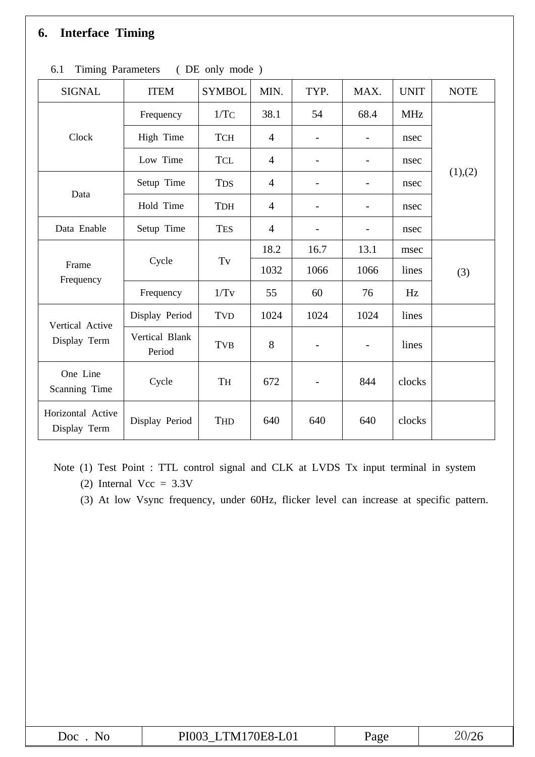## 6. Interface Timing

6.1 Timing Parameters ( DE only mode )

| SIGNAL | ITEM | SYMBOL | MIN. | TYP. | MAX. | UNIT | NOTE |
|---|---|---|---|---|---|---|---|
| Clock | Frequency | $1/T_C$ | 38.1 | 54 | 68.4 | MHz | (1),(2) |
| | High Time | $T_{CH}$ | 4 | - | - | nsec | |
| | Low Time | $T_{CL}$ | 4 | - | - | nsec | |
| Data | Setup Time | $T_{DS}$ | 4 | - | - | nsec | |
| | Hold Time | $T_{DH}$ | 4 | - | - | nsec | |
| Data Enable | Setup Time | $T_{ES}$ | 4 | - | - | nsec | |
| Frame Frequency | Cycle | $T_V$ | 18.2 | 16.7 | 13.1 | msec | (3) |
| | | | 1032 | 1066 | 1066 | lines | |
| | Frequency | $1/T_V$ | 55 | 60 | 76 | Hz | |
| Vertical Active Display Term | Display Period | $T_{VD}$ | 1024 | 1024 | 1024 | lines | |
| | Vertical Blank Period | $T_{VB}$ | 8 | - | - | lines | |
| One Line Scanning Time | Cycle | $T_H$ | 672 | - | 844 | clocks | |
| Horizontal Active Display Term | Display Period | $T_{HD}$ | 640 | 640 | 640 | clocks | |

Note (1) Test Point : TTL control signal and CLK at LVDS Tx input terminal in system

(2) Internal Vcc = 3.3V

(3) At low Vsync frequency, under 60Hz, flicker level can increase at specific pattern.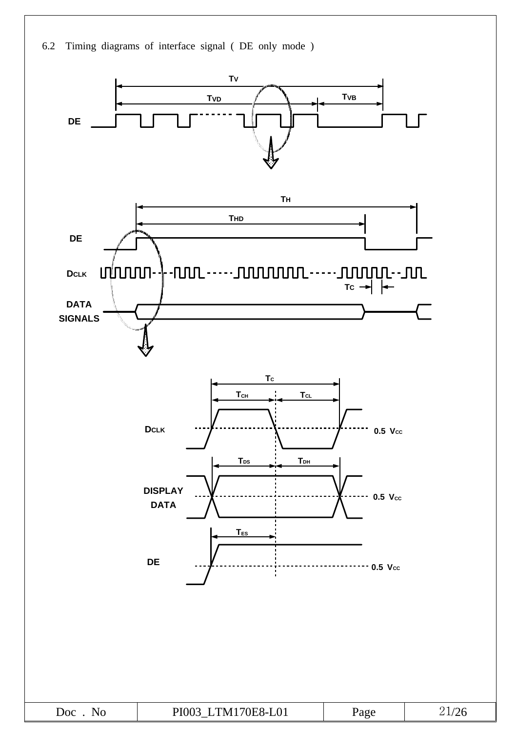## 6.2 Timing diagrams of interface signal ( DE only mode )

TV

TVD

TVB

DE

TH

THD

DE

DCLK

TC

DATA SIGNALS

TC

TCH

TCL

DCLK

0.5 VCC

TDS

TDH

DISPLAY DATA

0.5 VCC

TES

DE

0.5 VCC

| Doc . No | PI003_LTM170E8-L01 | Page | 21/26 |
|---|---|---|---|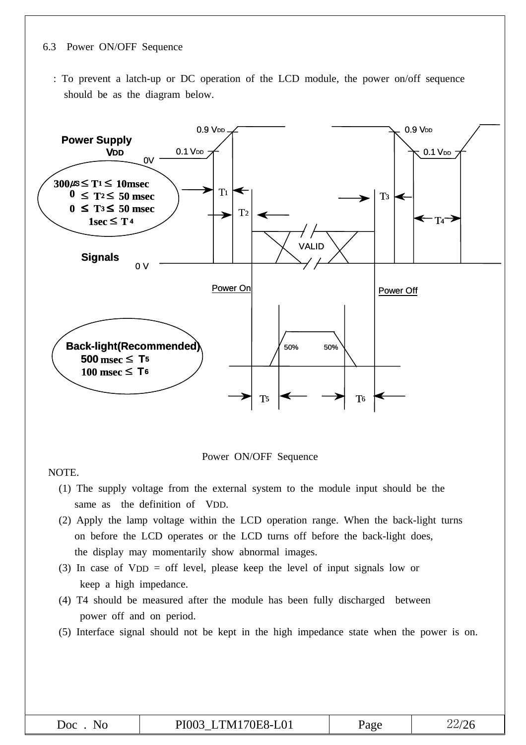## 6.3 Power ON/OFF Sequence

: To prevent a latch-up or DC operation of the LCD module, the power on/off sequence should be as the diagram below.

Power Supply VDD

0.9 VDD  0.1 VDD  0V

$300\mu s \leq T_1 \leq 10msec$

$0 \leq T_2 \leq 50$ msec

$0 \leq T_3 \leq 50$ msec

$1sec \leq T_4$

Signals 0 V

VALID

Power On  Power Off

Back-light(Recommended)

$500$ msec $\leq T_5$

$100$ msec $\leq T_6$

50%  50%

Power ON/OFF Sequence

NOTE.

(1) The supply voltage from the external system to the module input should be the same as the definition of VDD.

(2) Apply the lamp voltage within the LCD operation range. When the back-light turns on before the LCD operates or the LCD turns off before the back-light does, the display may momentarily show abnormal images.

(3) In case of VDD = off level, please keep the level of input signals low or keep a high impedance.

(4) T4 should be measured after the module has been fully discharged between power off and on period.

(5) Interface signal should not be kept in the high impedance state when the power is on.

| Doc . No | PI003_LTM170E8-L01 | Page | 22/26 |
|---|---|---|---|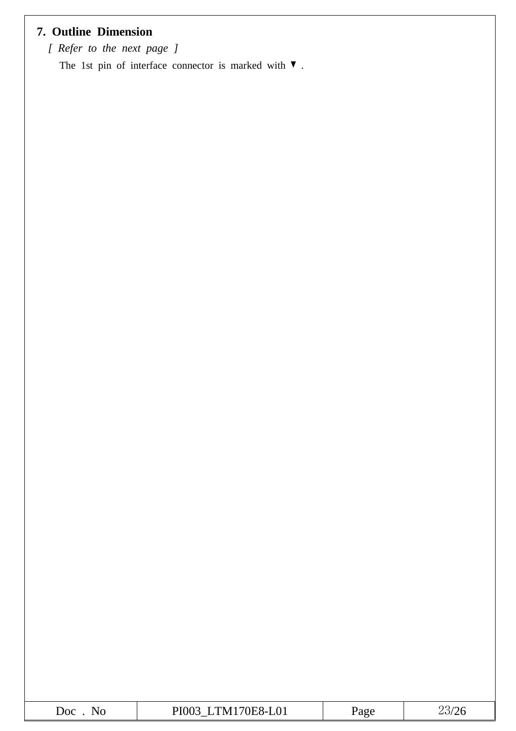## 7. Outline Dimension

*[ Refer to the next page ]*

The 1st pin of interface connector is marked with ▼ .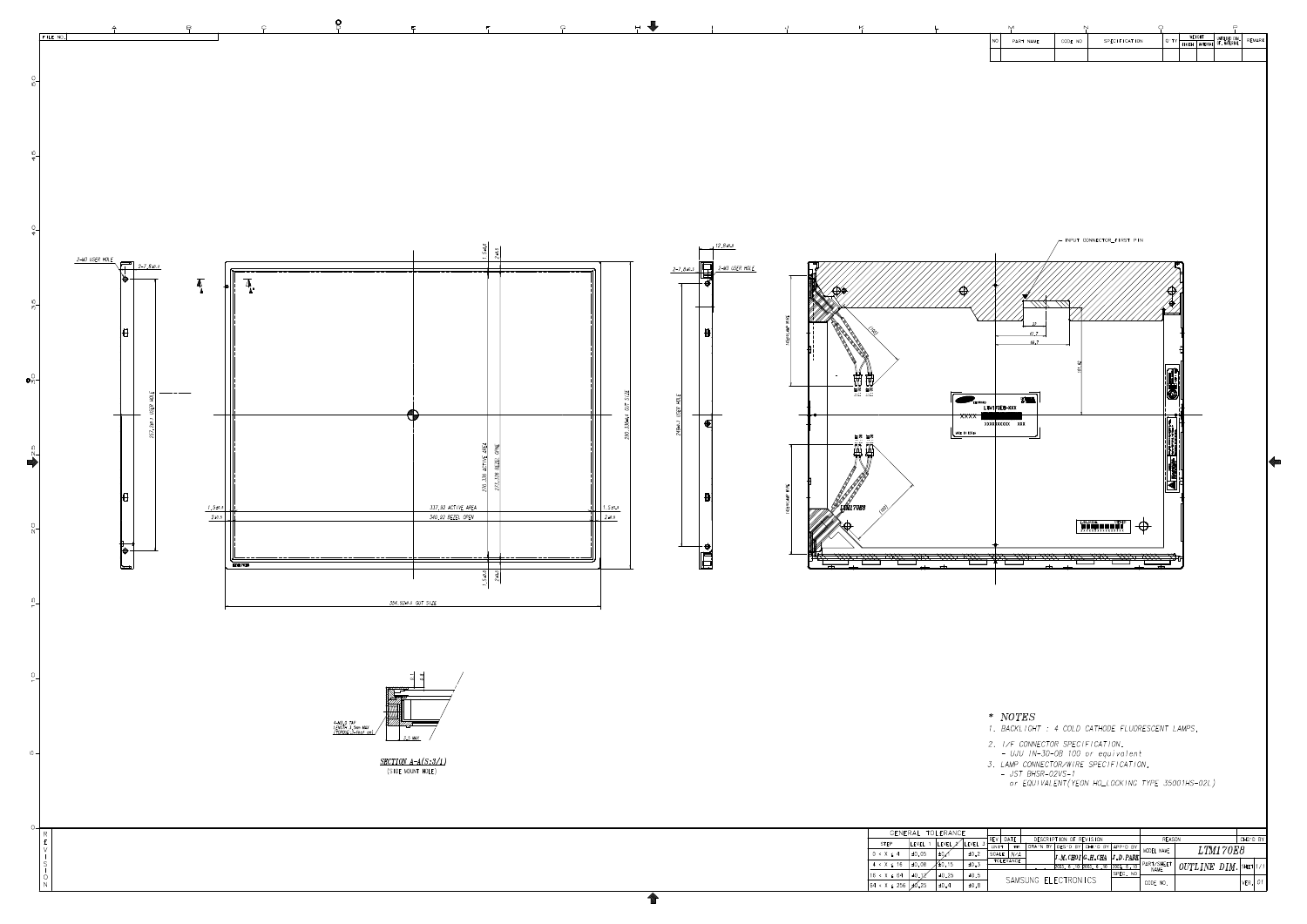| NO | PART NAME | CODE NO | SPECIFICATION | Q'TY | WEIGHT | | MATERIAL |
|---|---|---|---|---|---|---|---|

2-M3 USER HOLE

2-7.8±0.3

257.18±0.3 USER HOLE

1.5±0.4

2±0.5

337.92 ACTIVE AREA

340.92 BEZEL OPEN

354.92±0.5 OUT SIZE

270.336 ACTIVE AREA

273.336 BEZEL OPEN

290.33±0.5 OUT SIZE

12.8±0.3

2-7.8±0.3

2-M3 USER HOLE

290±0.3 USER HOLE

INPUT CONNECTOR FIRST PIN

SECTION A-A(S:3/1)
(SIDE MOUNT HOLE)

5.5 MAX

## * NOTES

1. BACKLIGHT : 4 COLD CATHODE FLUORESCENT LAMPS.
2. I/F CONNECTOR SPECIFICATION.
   - UJU IN-30-0B 100 or equivalent
3. LAMP CONNECTOR/WIRE SPECIFICATION.
   - JST BHSR-02VS-1
     or EQUIVALENT(YEON HO LOCKING TYPE 35001HS-02L)

| GENERAL TOLERANCE | | | |
|---|---|---|---|
| STEP | LEVEL 1 | LEVEL 2 | LEVEL 3 |
| 0 < X ≤ 4 | ±0.05 | ±0.1 | ±0.2 |
| 4 < X ≤ 16 | ±0.08 | ±0.15 | ±0.3 |
| 16 < X ≤ 64 | ±0.12 | ±0.25 | ±0.5 |
| 64 < X ≤ 256 | ±0.25 | ±0.4 | ±0.8 |

DRAWN BY: J.M.CHOI | DESIGNED BY: G.H.CHA | APPROVED BY: J.D.PARK

SAMSUNG ELECTRONICS

MODEL NAME: LTM170E8

PART/SHEET NAME: OUTLINE DIM.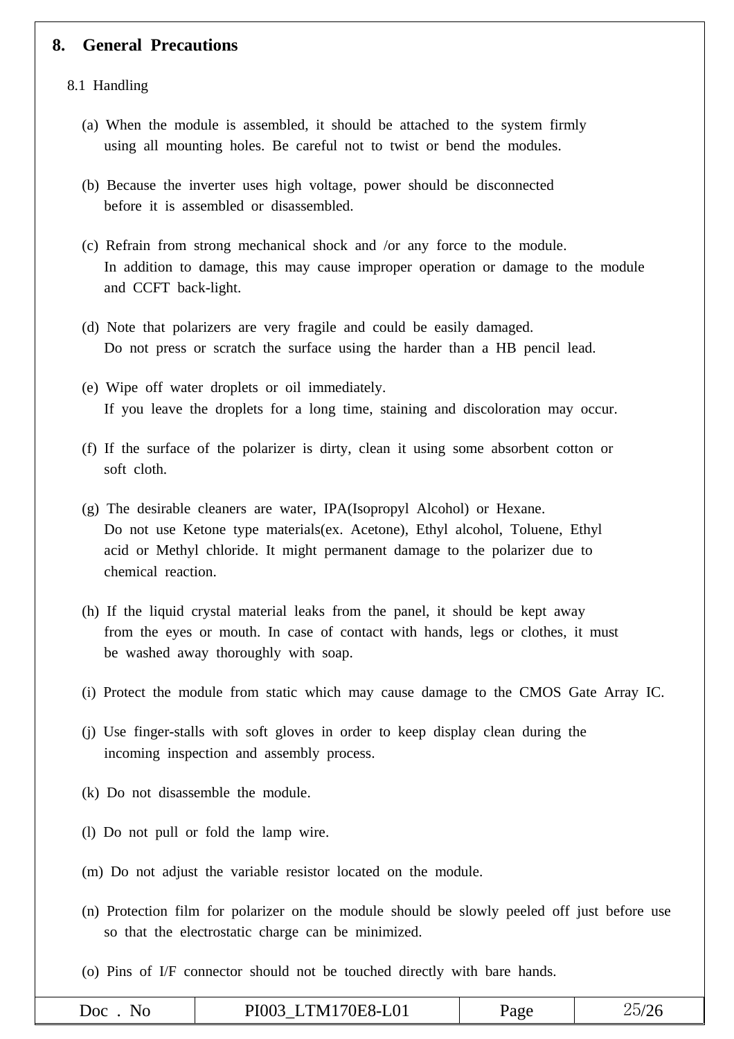# 8. General Precautions

## 8.1 Handling

(a) When the module is assembled, it should be attached to the system firmly using all mounting holes. Be careful not to twist or bend the modules.

(b) Because the inverter uses high voltage, power should be disconnected before it is assembled or disassembled.

(c) Refrain from strong mechanical shock and /or any force to the module. In addition to damage, this may cause improper operation or damage to the module and CCFT back-light.

(d) Note that polarizers are very fragile and could be easily damaged. Do not press or scratch the surface using the harder than a HB pencil lead.

(e) Wipe off water droplets or oil immediately. If you leave the droplets for a long time, staining and discoloration may occur.

(f) If the surface of the polarizer is dirty, clean it using some absorbent cotton or soft cloth.

(g) The desirable cleaners are water, IPA(Isopropyl Alcohol) or Hexane. Do not use Ketone type materials(ex. Acetone), Ethyl alcohol, Toluene, Ethyl acid or Methyl chloride. It might permanent damage to the polarizer due to chemical reaction.

(h) If the liquid crystal material leaks from the panel, it should be kept away from the eyes or mouth. In case of contact with hands, legs or clothes, it must be washed away thoroughly with soap.

(i) Protect the module from static which may cause damage to the CMOS Gate Array IC.

(j) Use finger-stalls with soft gloves in order to keep display clean during the incoming inspection and assembly process.

(k) Do not disassemble the module.

(l) Do not pull or fold the lamp wire.

(m) Do not adjust the variable resistor located on the module.

(n) Protection film for polarizer on the module should be slowly peeled off just before use so that the electrostatic charge can be minimized.

(o) Pins of I/F connector should not be touched directly with bare hands.

| Doc . No | PI003_LTM170E8-L01 | Page | 25/26 |
|---|---|---|---|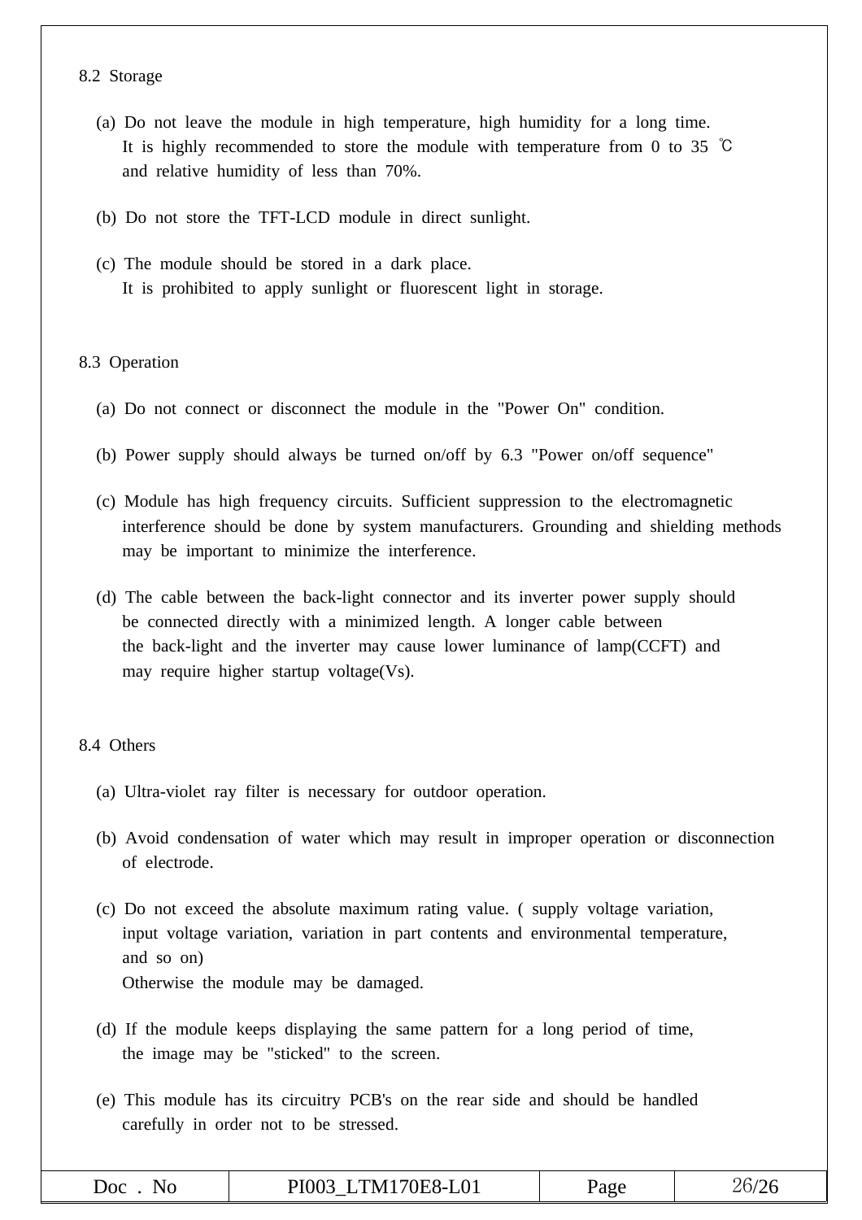8.2 Storage

(a) Do not leave the module in high temperature, high humidity for a long time.
It is highly recommended to store the module with temperature from 0 to 35 ℃ and relative humidity of less than 70%.

(b) Do not store the TFT-LCD module in direct sunlight.

(c) The module should be stored in a dark place.
It is prohibited to apply sunlight or fluorescent light in storage.

8.3 Operation

(a) Do not connect or disconnect the module in the "Power On" condition.

(b) Power supply should always be turned on/off by 6.3 "Power on/off sequence"

(c) Module has high frequency circuits. Sufficient suppression to the electromagnetic interference should be done by system manufacturers. Grounding and shielding methods may be important to minimize the interference.

(d) The cable between the back-light connector and its inverter power supply should be connected directly with a minimized length. A longer cable between the back-light and the inverter may cause lower luminance of lamp(CCFT) and may require higher startup voltage(Vs).

8.4 Others

(a) Ultra-violet ray filter is necessary for outdoor operation.

(b) Avoid condensation of water which may result in improper operation or disconnection of electrode.

(c) Do not exceed the absolute maximum rating value. ( supply voltage variation, input voltage variation, variation in part contents and environmental temperature, and so on)
Otherwise the module may be damaged.

(d) If the module keeps displaying the same pattern for a long period of time, the image may be "sticked" to the screen.

(e) This module has its circuitry PCB's on the rear side and should be handled carefully in order not to be stressed.